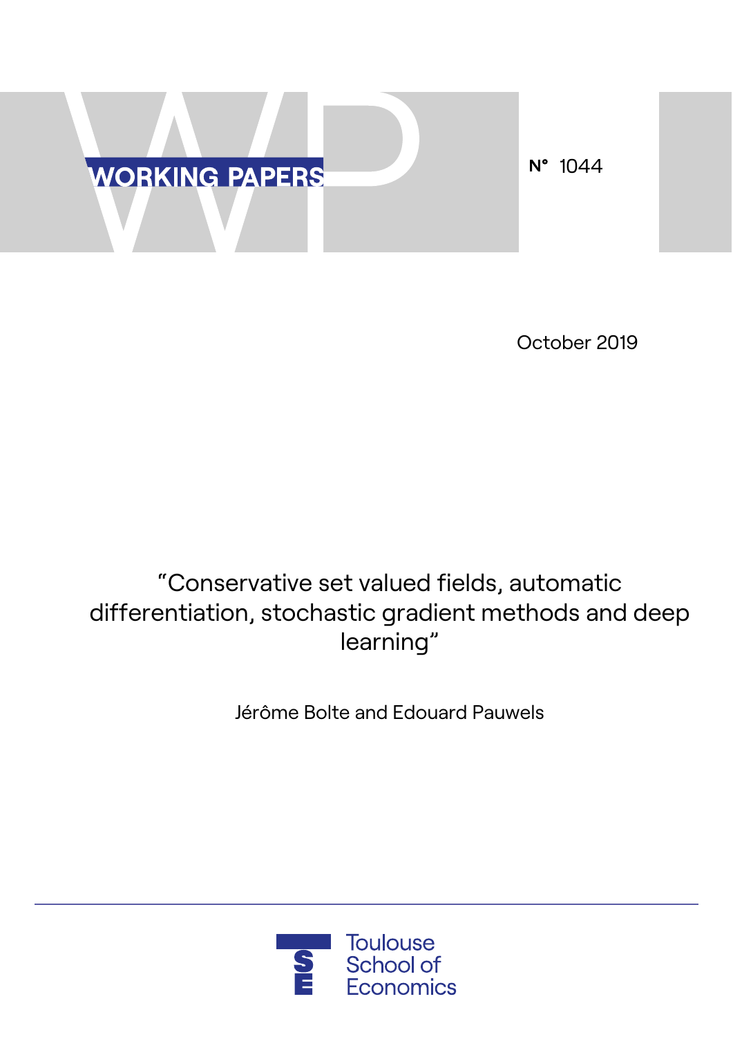WORKING PAPERS

N° 1044

October 2019

# “Conservative set valued fields, automatic differentiation, stochastic gradient methods and deep learning”

Jérôme Bolte and Edouard Pauwels

Toulouse School of Economics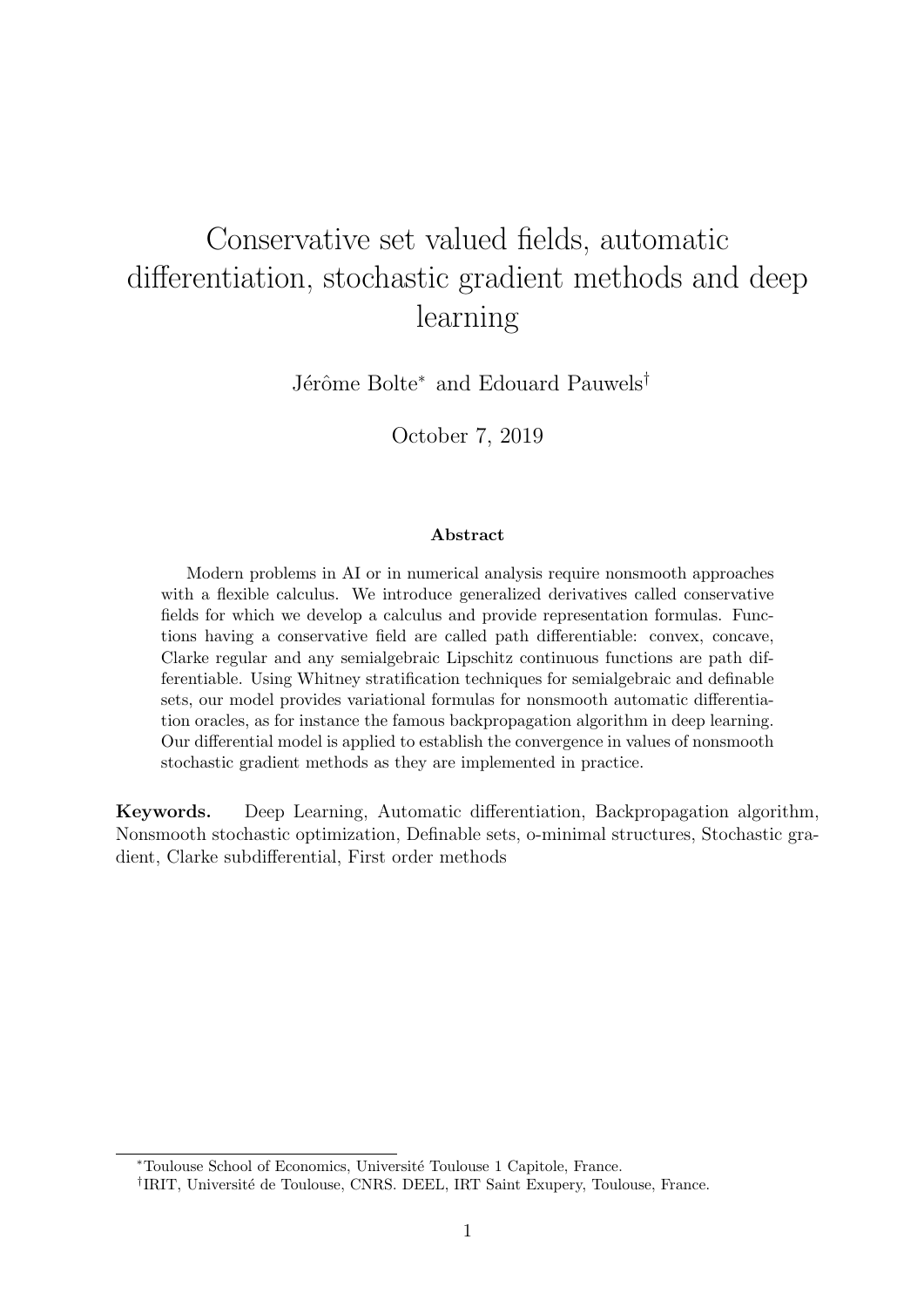# Conservative set valued fields, automatic differentiation, stochastic gradient methods and deep learning

Jérôme Bolte[*] and Edouard Pauwels[†]

October 7, 2019

**Abstract**

Modern problems in AI or in numerical analysis require nonsmooth approaches with a flexible calculus. We introduce generalized derivatives called conservative fields for which we develop a calculus and provide representation formulas. Functions having a conservative field are called path differentiable: convex, concave, Clarke regular and any semialgebraic Lipschitz continuous functions are path differentiable. Using Whitney stratification techniques for semialgebraic and definable sets, our model provides variational formulas for nonsmooth automatic differentiation oracles, as for instance the famous backpropagation algorithm in deep learning. Our differential model is applied to establish the convergence in values of nonsmooth stochastic gradient methods as they are implemented in practice.

**Keywords.** Deep Learning, Automatic differentiation, Backpropagation algorithm, Nonsmooth stochastic optimization, Definable sets, o-minimal structures, Stochastic gradient, Clarke subdifferential, First order methods

[*] Toulouse School of Economics, Université Toulouse 1 Capitole, France.

[†] IRIT, Université de Toulouse, CNRS. DEEL, IRT Saint Exupery, Toulouse, France.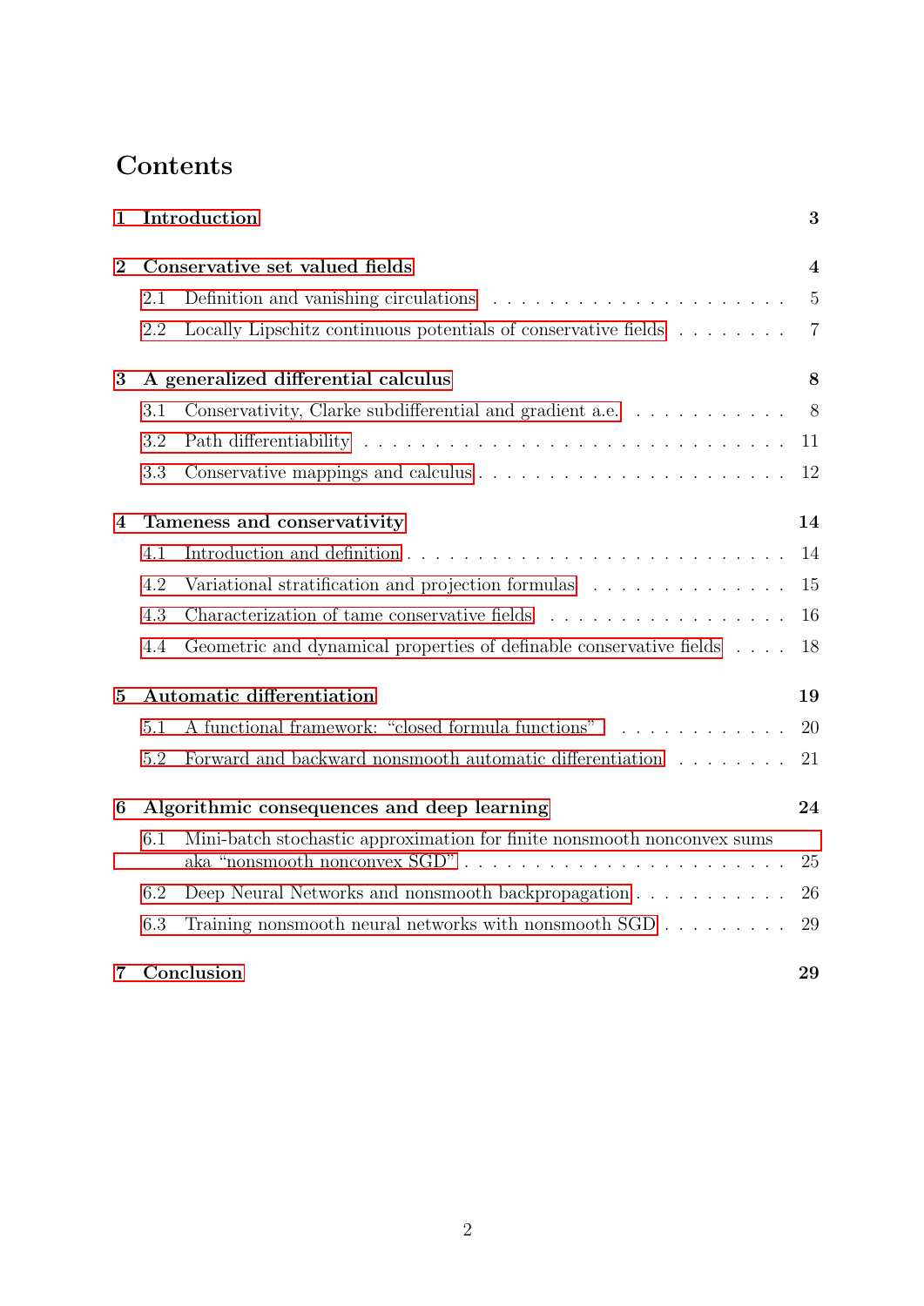# Contents

**1 Introduction** **3**

**2 Conservative set valued fields** **4**

- 2.1 Definition and vanishing circulations . . . . . . . . . . . . . . . . . . . . 5
- 2.2 Locally Lipschitz continuous potentials of conservative fields . . . . . . . . 7

**3 A generalized differential calculus** **8**

- 3.1 Conservativity, Clarke subdifferential and gradient a.e. . . . . . . . . . . . 8
- 3.2 Path differentiability . . . . . . . . . . . . . . . . . . . . . . . . . . . . . 11
- 3.3 Conservative mappings and calculus . . . . . . . . . . . . . . . . . . . . . 12

**4 Tameness and conservativity** **14**

- 4.1 Introduction and definition . . . . . . . . . . . . . . . . . . . . . . . . . 14
- 4.2 Variational stratification and projection formulas . . . . . . . . . . . . . . 15
- 4.3 Characterization of tame conservative fields . . . . . . . . . . . . . . . . . 16
- 4.4 Geometric and dynamical properties of definable conservative fields . . . . 18

**5 Automatic differentiation** **19**

- 5.1 A functional framework: "closed formula functions" . . . . . . . . . . . . . 20
- 5.2 Forward and backward nonsmooth automatic differentiation . . . . . . . . 21

**6 Algorithmic consequences and deep learning** **24**

- 6.1 Mini-batch stochastic approximation for finite nonsmooth nonconvex sums aka "nonsmooth nonconvex SGD" . . . . . . . . . . . . . . . . . . . . . . . 25
- 6.2 Deep Neural Networks and nonsmooth backpropagation . . . . . . . . . . . 26
- 6.3 Training nonsmooth neural networks with nonsmooth SGD . . . . . . . . . 29

**7 Conclusion** **29**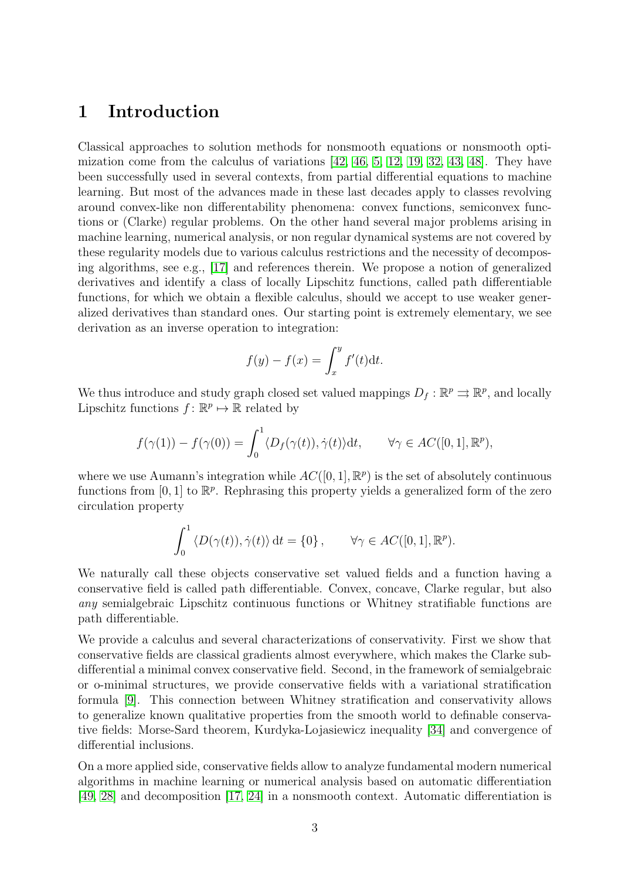# 1 Introduction

Classical approaches to solution methods for nonsmooth equations or nonsmooth optimization come from the calculus of variations [42, 46, 5, 12, 19, 32, 43, 48]. They have been successfully used in several contexts, from partial differential equations to machine learning. But most of the advances made in these last decades apply to classes revolving around convex-like non differentability phenomena: convex functions, semiconvex functions or (Clarke) regular problems. On the other hand several major problems arising in machine learning, numerical analysis, or non regular dynamical systems are not covered by these regularity models due to various calculus restrictions and the necessity of decomposing algorithms, see e.g., [17] and references therein. We propose a notion of generalized derivatives and identify a class of locally Lipschitz functions, called path differentiable functions, for which we obtain a flexible calculus, should we accept to use weaker generalized derivatives than standard ones. Our starting point is extremely elementary, we see derivation as an inverse operation to integration:

$$f(y) - f(x) = \int_x^y f'(t)\mathrm{d}t.$$

We thus introduce and study graph closed set valued mappings $D_f : \mathbb{R}^p \rightrightarrows \mathbb{R}^p$, and locally Lipschitz functions $f : \mathbb{R}^p \mapsto \mathbb{R}$ related by

$$f(\gamma(1)) - f(\gamma(0)) = \int_0^1 \langle D_f(\gamma(t)), \dot{\gamma}(t)\rangle \mathrm{d}t, \qquad \forall \gamma \in AC([0,1], \mathbb{R}^p),$$

where we use Aumann's integration while $AC([0,1], \mathbb{R}^p)$ is the set of absolutely continuous functions from $[0,1]$ to $\mathbb{R}^p$. Rephrasing this property yields a generalized form of the zero circulation property

$$\int_0^1 \langle D(\gamma(t)), \dot{\gamma}(t)\rangle \,\mathrm{d}t = \{0\}, \qquad \forall \gamma \in AC([0,1], \mathbb{R}^p).$$

We naturally call these objects conservative set valued fields and a function having a conservative field is called path differentiable. Convex, concave, Clarke regular, but also *any* semialgebraic Lipschitz continuous functions or Whitney stratifiable functions are path differentiable.

We provide a calculus and several characterizations of conservativity. First we show that conservative fields are classical gradients almost everywhere, which makes the Clarke subdifferential a minimal convex conservative field. Second, in the framework of semialgebraic or o-minimal structures, we provide conservative fields with a variational stratification formula [9]. This connection between Whitney stratification and conservativity allows to generalize known qualitative properties from the smooth world to definable conservative fields: Morse-Sard theorem, Kurdyka-Lojasiewicz inequality [34] and convergence of differential inclusions.

On a more applied side, conservative fields allow to analyze fundamental modern numerical algorithms in machine learning or numerical analysis based on automatic differentiation [49, 28] and decomposition [17, 24] in a nonsmooth context. Automatic differentiation is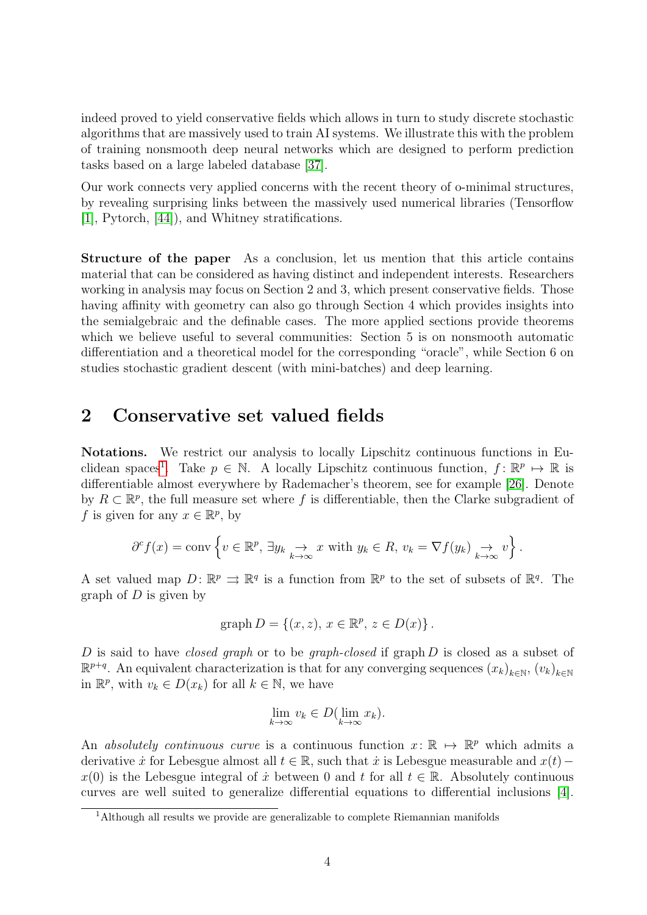indeed proved to yield conservative fields which allows in turn to study discrete stochastic algorithms that are massively used to train AI systems. We illustrate this with the problem of training nonsmooth deep neural networks which are designed to perform prediction tasks based on a large labeled database [37].

Our work connects very applied concerns with the recent theory of o-minimal structures, by revealing surprising links between the massively used numerical libraries (Tensorflow [1], Pytorch, [44]), and Whitney stratifications.

**Structure of the paper** As a conclusion, let us mention that this article contains material that can be considered as having distinct and independent interests. Researchers working in analysis may focus on Section 2 and 3, which present conservative fields. Those having affinity with geometry can also go through Section 4 which provides insights into the semialgebraic and the definable cases. The more applied sections provide theorems which we believe useful to several communities: Section 5 is on nonsmooth automatic differentiation and a theoretical model for the corresponding "oracle", while Section 6 on studies stochastic gradient descent (with mini-batches) and deep learning.

## 2 Conservative set valued fields

**Notations.** We restrict our analysis to locally Lipschitz continuous functions in Euclidean spaces[1]. Take $p \in \mathbb{N}$. A locally Lipschitz continuous function, $f \colon \mathbb{R}^p \mapsto \mathbb{R}$ is differentiable almost everywhere by Rademacher's theorem, see for example [26]. Denote by $R \subset \mathbb{R}^p$, the full measure set where $f$ is differentiable, then the Clarke subgradient of $f$ is given for any $x \in \mathbb{R}^p$, by

$$\partial^c f(x) = \operatorname{conv}\left\{ v \in \mathbb{R}^p,\ \exists y_k \underset{k\to\infty}{\to} x \text{ with } y_k \in R,\ v_k = \nabla f(y_k) \underset{k\to\infty}{\to} v \right\}.$$

A set valued map $D \colon \mathbb{R}^p \rightrightarrows \mathbb{R}^q$ is a function from $\mathbb{R}^p$ to the set of subsets of $\mathbb{R}^q$. The graph of $D$ is given by

$$\operatorname{graph} D = \{(x, z),\ x \in \mathbb{R}^p,\ z \in D(x)\}.$$

$D$ is said to have *closed graph* or to be *graph-closed* if $\operatorname{graph} D$ is closed as a subset of $\mathbb{R}^{p+q}$. An equivalent characterization is that for any converging sequences $(x_k)_{k\in\mathbb{N}}$, $(v_k)_{k\in\mathbb{N}}$ in $\mathbb{R}^p$, with $v_k \in D(x_k)$ for all $k \in \mathbb{N}$, we have

$$\lim_{k\to\infty} v_k \in D(\lim_{k\to\infty} x_k).$$

An *absolutely continuous curve* is a continuous function $x \colon \mathbb{R} \mapsto \mathbb{R}^p$ which admits a derivative $\dot{x}$ for Lebesgue almost all $t \in \mathbb{R}$, such that $\dot{x}$ is Lebesgue measurable and $x(t) - x(0)$ is the Lebesgue integral of $\dot{x}$ between 0 and $t$ for all $t \in \mathbb{R}$. Absolutely continuous curves are well suited to generalize differential equations to differential inclusions [4].

[1] Although all results we provide are generalizable to complete Riemannian manifolds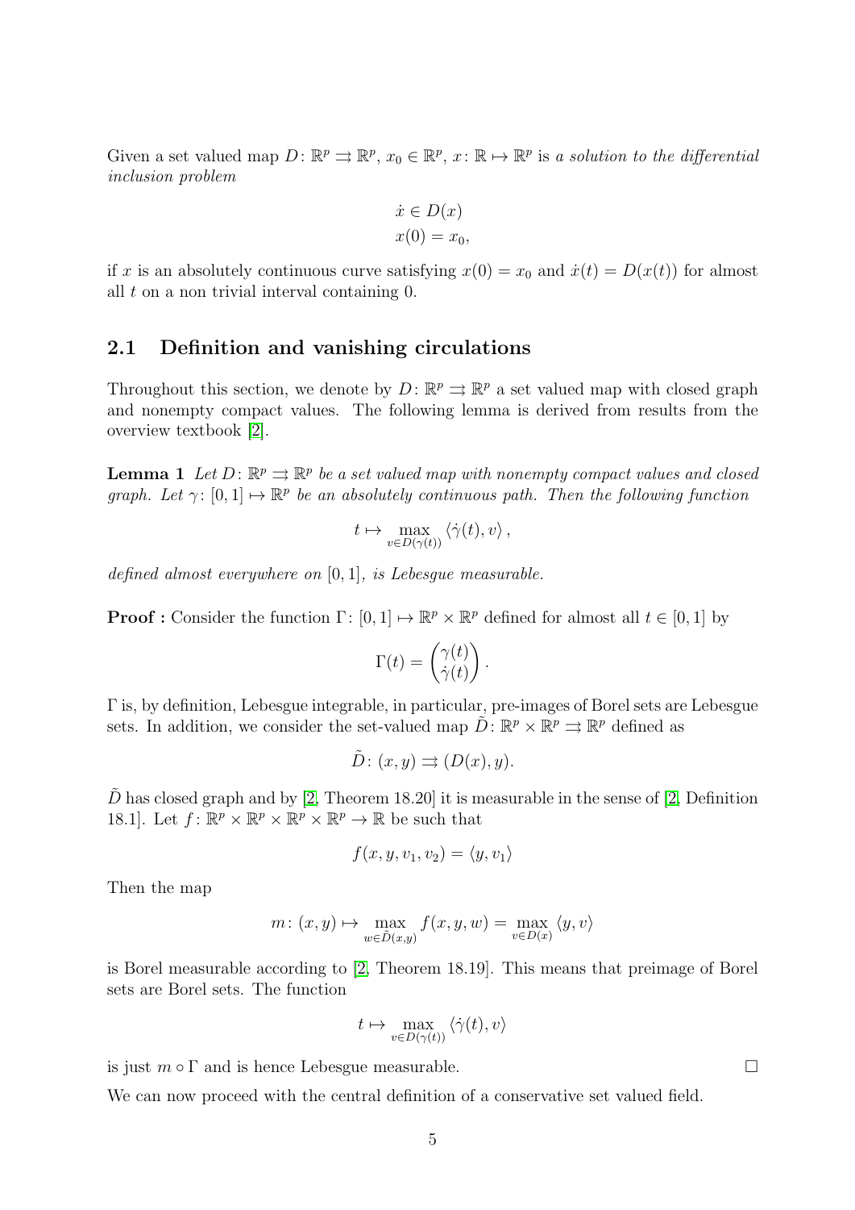Given a set valued map $D\colon \mathbb{R}^p \rightrightarrows \mathbb{R}^p$, $x_0 \in \mathbb{R}^p$, $x\colon \mathbb{R} \mapsto \mathbb{R}^p$ is *a solution to the differential inclusion problem*

$$
\begin{aligned}
\dot{x} &\in D(x) \\
x(0) &= x_0,
\end{aligned}
$$

if $x$ is an absolutely continuous curve satisfying $x(0) = x_0$ and $\dot{x}(t) = D(x(t))$ for almost all $t$ on a non trivial interval containing 0.

## 2.1 Definition and vanishing circulations

Throughout this section, we denote by $D\colon \mathbb{R}^p \rightrightarrows \mathbb{R}^p$ a set valued map with closed graph and nonempty compact values. The following lemma is derived from results from the overview textbook [2].

**Lemma 1** *Let $D\colon \mathbb{R}^p \rightrightarrows \mathbb{R}^p$ be a set valued map with nonempty compact values and closed graph. Let $\gamma\colon [0,1] \mapsto \mathbb{R}^p$ be an absolutely continuous path. Then the following function*

$$
t \mapsto \max_{v \in D(\gamma(t))} \left\langle \dot{\gamma}(t), v \right\rangle,
$$

*defined almost everywhere on $[0,1]$, is Lebesgue measurable.*

**Proof :** Consider the function $\Gamma\colon [0,1] \mapsto \mathbb{R}^p \times \mathbb{R}^p$ defined for almost all $t \in [0,1]$ by

$$
\Gamma(t) = \begin{pmatrix} \gamma(t) \\ \dot{\gamma}(t) \end{pmatrix}.
$$

$\Gamma$ is, by definition, Lebesgue integrable, in particular, pre-images of Borel sets are Lebesgue sets. In addition, we consider the set-valued map $\tilde{D}\colon \mathbb{R}^p \times \mathbb{R}^p \rightrightarrows \mathbb{R}^p$ defined as

$$
\tilde{D}\colon (x,y) \rightrightarrows (D(x), y).
$$

$\tilde{D}$ has closed graph and by [2, Theorem 18.20] it is measurable in the sense of [2, Definition 18.1]. Let $f\colon \mathbb{R}^p \times \mathbb{R}^p \times \mathbb{R}^p \times \mathbb{R}^p \to \mathbb{R}$ be such that

$$
f(x, y, v_1, v_2) = \langle y, v_1 \rangle
$$

Then the map

$$
m\colon (x,y) \mapsto \max_{w \in \tilde{D}(x,y)} f(x,y,w) = \max_{v \in D(x)} \langle y, v \rangle
$$

is Borel measurable according to [2, Theorem 18.19]. This means that preimage of Borel sets are Borel sets. The function

$$
t \mapsto \max_{v \in D(\gamma(t))} \langle \dot{\gamma}(t), v \rangle
$$

is just $m \circ \Gamma$ and is hence Lebesgue measurable. $\square$

We can now proceed with the central definition of a conservative set valued field.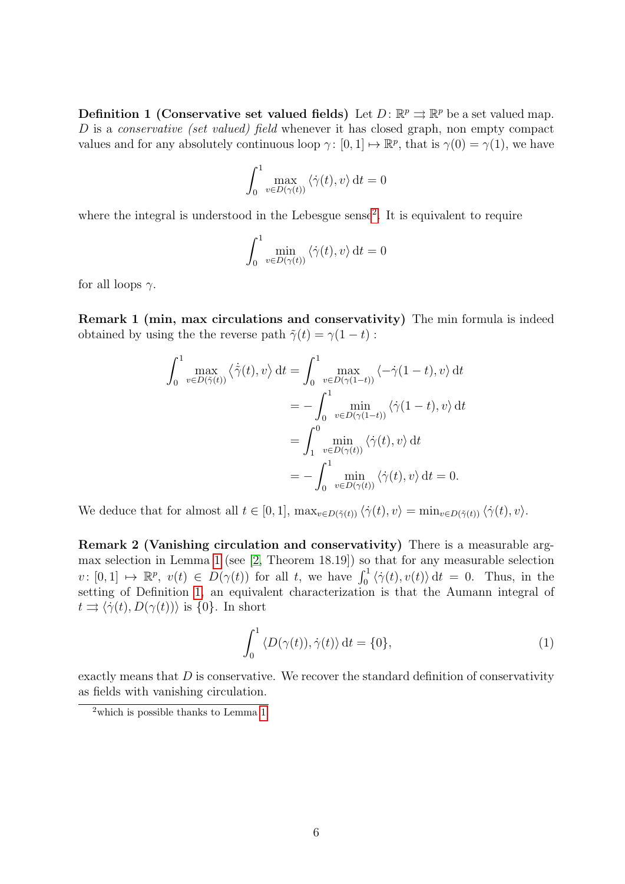**Definition 1 (Conservative set valued fields)** Let $D \colon \mathbb{R}^p \rightrightarrows \mathbb{R}^p$ be a set valued map. $D$ is a *conservative (set valued) field* whenever it has closed graph, non empty compact values and for any absolutely continuous loop $\gamma \colon [0,1] \mapsto \mathbb{R}^p$, that is $\gamma(0) = \gamma(1)$, we have

$$\int_0^1 \max_{v \in D(\gamma(t))} \langle \dot{\gamma}(t), v \rangle \, \mathrm{d}t = 0$$

where the integral is understood in the Lebesgue sense[2]. It is equivalent to require

$$\int_0^1 \min_{v \in D(\gamma(t))} \langle \dot{\gamma}(t), v \rangle \, \mathrm{d}t = 0$$

for all loops $\gamma$.

**Remark 1 (min, max circulations and conservativity)** The min formula is indeed obtained by using the the reverse path $\tilde{\gamma}(t) = \gamma(1-t)$ :

$$\begin{aligned}
\int_0^1 \max_{v \in D(\tilde{\gamma}(t))} \langle \dot{\tilde{\gamma}}(t), v \rangle \, \mathrm{d}t &= \int_0^1 \max_{v \in D(\gamma(1-t))} \langle -\dot{\gamma}(1-t), v \rangle \, \mathrm{d}t \\
&= -\int_0^1 \min_{v \in D(\gamma(1-t))} \langle \dot{\gamma}(1-t), v \rangle \, \mathrm{d}t \\
&= \int_1^0 \min_{v \in D(\gamma(t))} \langle \dot{\gamma}(t), v \rangle \, \mathrm{d}t \\
&= -\int_0^1 \min_{v \in D(\gamma(t))} \langle \dot{\gamma}(t), v \rangle \, \mathrm{d}t = 0.
\end{aligned}$$

We deduce that for almost all $t \in [0,1]$, $\max_{v \in D(\tilde{\gamma}(t))} \langle \dot{\gamma}(t), v \rangle = \min_{v \in D(\tilde{\gamma}(t))} \langle \dot{\gamma}(t), v \rangle$.

**Remark 2 (Vanishing circulation and conservativity)** There is a measurable argmax selection in Lemma 1 (see [2, Theorem 18.19]) so that for any measurable selection $v \colon [0,1] \mapsto \mathbb{R}^p$, $v(t) \in D(\gamma(t))$ for all $t$, we have $\int_0^1 \langle \dot{\gamma}(t), v(t) \rangle \, \mathrm{d}t = 0$. Thus, in the setting of Definition 1, an equivalent characterization is that the Aumann integral of $t \rightrightarrows \langle \dot{\gamma}(t), D(\gamma(t)) \rangle$ is $\{0\}$. In short

$$\int_0^1 \langle D(\gamma(t)), \dot{\gamma}(t) \rangle \, \mathrm{d}t = \{0\}, \tag{1}$$

exactly means that $D$ is conservative. We recover the standard definition of conservativity as fields with vanishing circulation.

[2] which is possible thanks to Lemma 1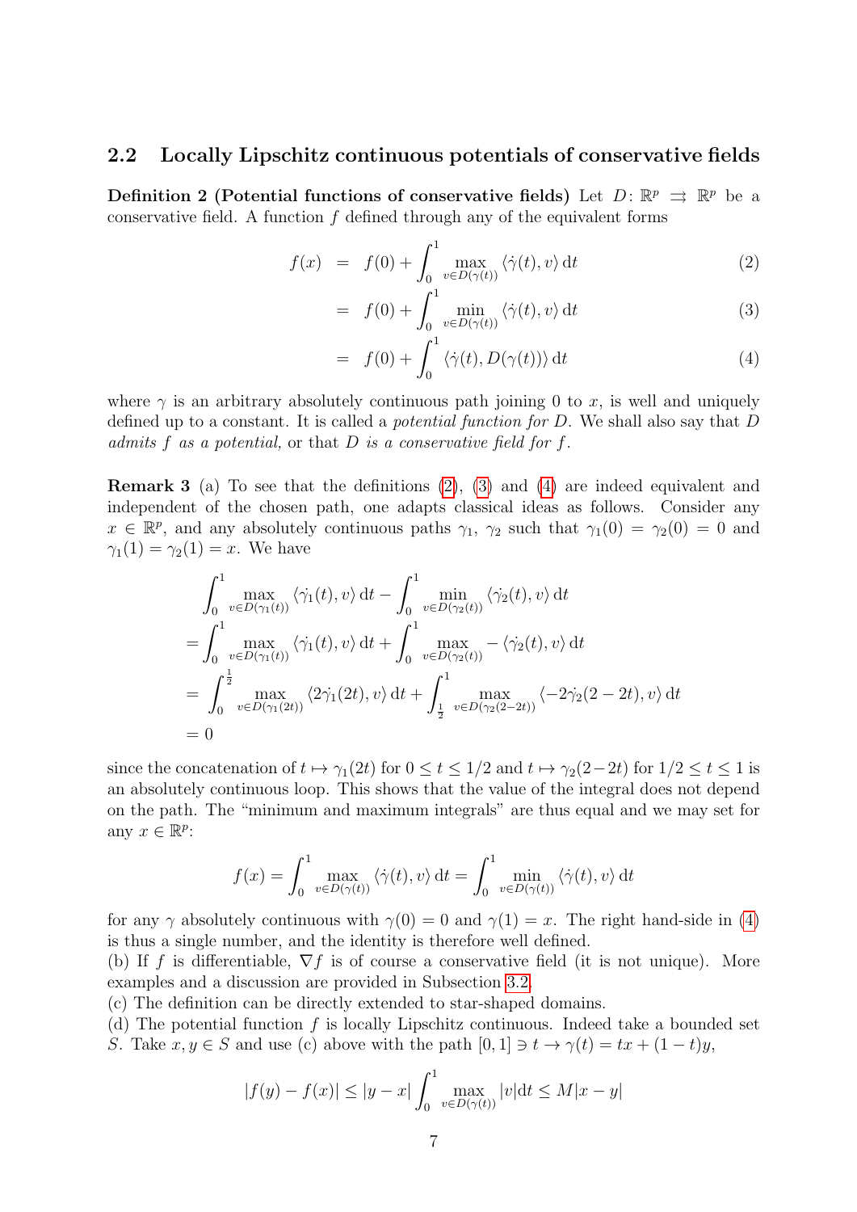## 2.2 Locally Lipschitz continuous potentials of conservative fields

**Definition 2 (Potential functions of conservative fields)** Let $D\colon \mathbb{R}^p \rightrightarrows \mathbb{R}^p$ be a conservative field. A function $f$ defined through any of the equivalent forms

$$
\begin{aligned}
f(x) &= f(0) + \int_0^1 \max_{v \in D(\gamma(t))} \langle \dot\gamma(t), v\rangle \, \mathrm{d}t && (2)\\
&= f(0) + \int_0^1 \min_{v \in D(\gamma(t))} \langle \dot\gamma(t), v\rangle \, \mathrm{d}t && (3)\\
&= f(0) + \int_0^1 \langle \dot\gamma(t), D(\gamma(t))\rangle \, \mathrm{d}t && (4)
\end{aligned}
$$

where $\gamma$ is an arbitrary absolutely continuous path joining 0 to $x$, is well and uniquely defined up to a constant. It is called a *potential function for* $D$. We shall also say that $D$ *admits* $f$ *as a potential,* or that $D$ *is a conservative field for* $f$.

**Remark 3** (a) To see that the definitions (2), (3) and (4) are indeed equivalent and independent of the chosen path, one adapts classical ideas as follows. Consider any $x \in \mathbb{R}^p$, and any absolutely continuous paths $\gamma_1$, $\gamma_2$ such that $\gamma_1(0) = \gamma_2(0) = 0$ and $\gamma_1(1) = \gamma_2(1) = x$. We have

$$
\begin{aligned}
&\int_0^1 \max_{v \in D(\gamma_1(t))} \langle \dot\gamma_1(t), v\rangle \, \mathrm{d}t - \int_0^1 \min_{v \in D(\gamma_2(t))} \langle \dot\gamma_2(t), v\rangle \, \mathrm{d}t\\
=&\int_0^1 \max_{v \in D(\gamma_1(t))} \langle \dot\gamma_1(t), v\rangle \, \mathrm{d}t + \int_0^1 \max_{v \in D(\gamma_2(t))} -\langle \dot\gamma_2(t), v\rangle \, \mathrm{d}t\\
=&\int_0^{\frac{1}{2}} \max_{v \in D(\gamma_1(2t))} \langle 2\dot\gamma_1(2t), v\rangle \, \mathrm{d}t + \int_{\frac{1}{2}}^1 \max_{v \in D(\gamma_2(2-2t))} \langle -2\dot\gamma_2(2-2t), v\rangle \, \mathrm{d}t\\
=& \,0
\end{aligned}
$$

since the concatenation of $t \mapsto \gamma_1(2t)$ for $0 \le t \le 1/2$ and $t \mapsto \gamma_2(2-2t)$ for $1/2 \le t \le 1$ is an absolutely continuous loop. This shows that the value of the integral does not depend on the path. The "minimum and maximum integrals" are thus equal and we may set for any $x \in \mathbb{R}^p$:

$$
f(x) = \int_0^1 \max_{v \in D(\gamma(t))} \langle \dot\gamma(t), v\rangle \, \mathrm{d}t = \int_0^1 \min_{v \in D(\gamma(t))} \langle \dot\gamma(t), v\rangle \, \mathrm{d}t
$$

for any $\gamma$ absolutely continuous with $\gamma(0) = 0$ and $\gamma(1) = x$. The right hand-side in (4) is thus a single number, and the identity is therefore well defined.
(b) If $f$ is differentiable, $\nabla f$ is of course a conservative field (it is not unique). More examples and a discussion are provided in Subsection 3.2.
(c) The definition can be directly extended to star-shaped domains.
(d) The potential function $f$ is locally Lipschitz continuous. Indeed take a bounded set $S$. Take $x, y \in S$ and use (c) above with the path $[0,1] \ni t \to \gamma(t) = tx + (1-t)y$,

$$
|f(y) - f(x)| \le |y - x| \int_0^1 \max_{v \in D(\gamma(t))} |v| \mathrm{d}t \le M|x - y|
$$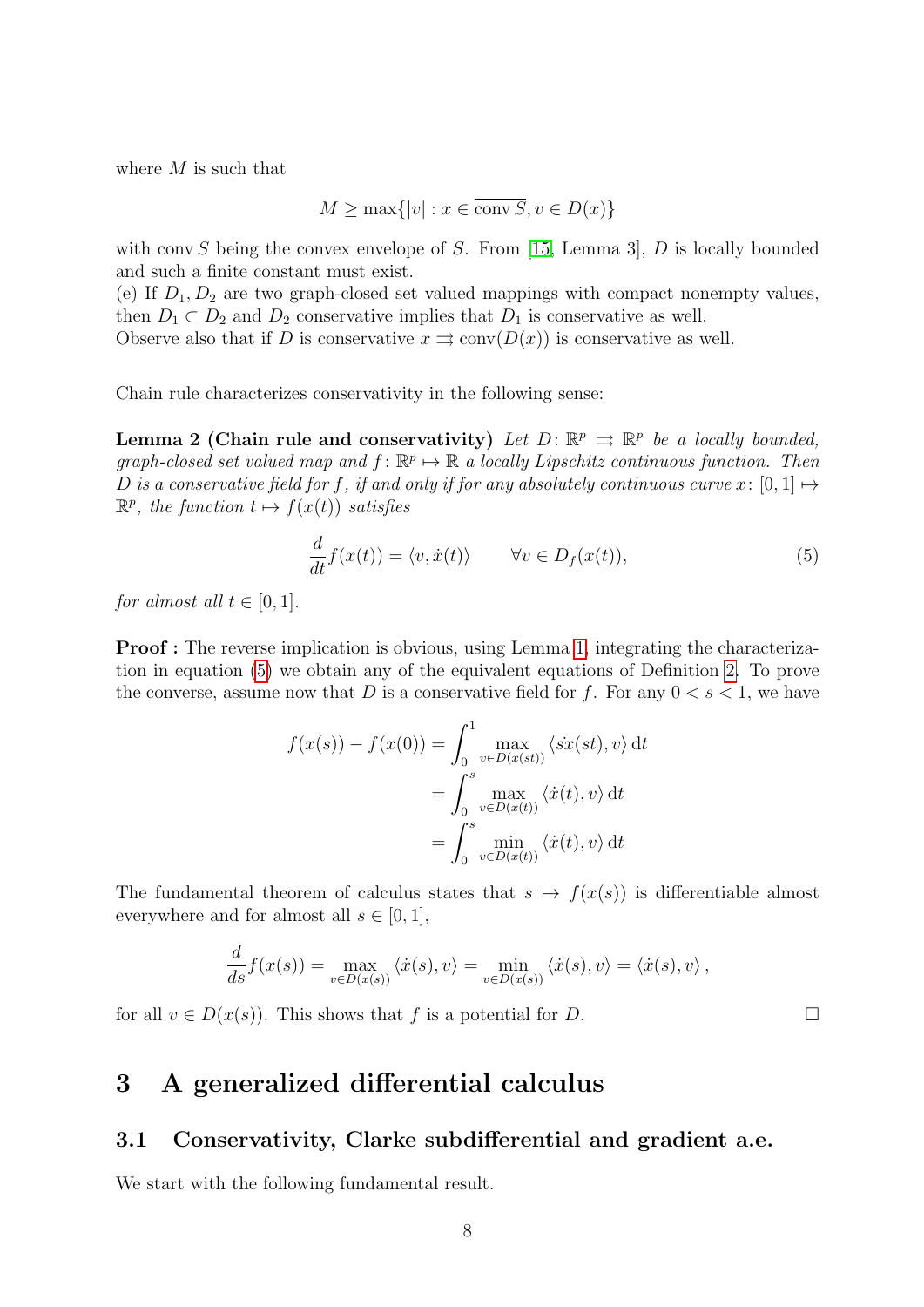where $M$ is such that

$$M \geq \max\{|v| : x \in \overline{\operatorname{conv} S}, v \in D(x)\}$$

with $\operatorname{conv} S$ being the convex envelope of $S$. From [15, Lemma 3], $D$ is locally bounded and such a finite constant must exist.
(e) If $D_1, D_2$ are two graph-closed set valued mappings with compact nonempty values, then $D_1 \subset D_2$ and $D_2$ conservative implies that $D_1$ is conservative as well.
Observe also that if $D$ is conservative $x \rightrightarrows \operatorname{conv}(D(x))$ is conservative as well.

Chain rule characterizes conservativity in the following sense:

**Lemma 2 (Chain rule and conservativity)** *Let $D\colon \mathbb{R}^p \rightrightarrows \mathbb{R}^p$ be a locally bounded, graph-closed set valued map and $f\colon \mathbb{R}^p \mapsto \mathbb{R}$ a locally Lipschitz continuous function. Then $D$ is a conservative field for $f$, if and only if for any absolutely continuous curve $x\colon [0,1] \mapsto \mathbb{R}^p$, the function $t \mapsto f(x(t))$ satisfies*

$$\frac{d}{dt} f(x(t)) = \langle v, \dot{x}(t) \rangle \qquad \forall v \in D_f(x(t)), \tag{5}$$

*for almost all $t \in [0,1]$.*

**Proof :** The reverse implication is obvious, using Lemma 1, integrating the characterization in equation (5) we obtain any of the equivalent equations of Definition 2. To prove the converse, assume now that $D$ is a conservative field for $f$. For any $0 < s < 1$, we have

$$\begin{aligned}
f(x(s)) - f(x(0)) &= \int_0^1 \max_{v \in D(x(st))} \langle s\dot{x}(st), v \rangle \, \mathrm{d}t \\
&= \int_0^s \max_{v \in D(x(t))} \langle \dot{x}(t), v \rangle \, \mathrm{d}t \\
&= \int_0^s \min_{v \in D(x(t))} \langle \dot{x}(t), v \rangle \, \mathrm{d}t
\end{aligned}$$

The fundamental theorem of calculus states that $s \mapsto f(x(s))$ is differentiable almost everywhere and for almost all $s \in [0,1]$,

$$\frac{d}{ds} f(x(s)) = \max_{v \in D(x(s))} \langle \dot{x}(s), v \rangle = \min_{v \in D(x(s))} \langle \dot{x}(s), v \rangle = \langle \dot{x}(s), v \rangle \,,$$

for all $v \in D(x(s))$. This shows that $f$ is a potential for $D$. □

# 3 A generalized differential calculus

## 3.1 Conservativity, Clarke subdifferential and gradient a.e.

We start with the following fundamental result.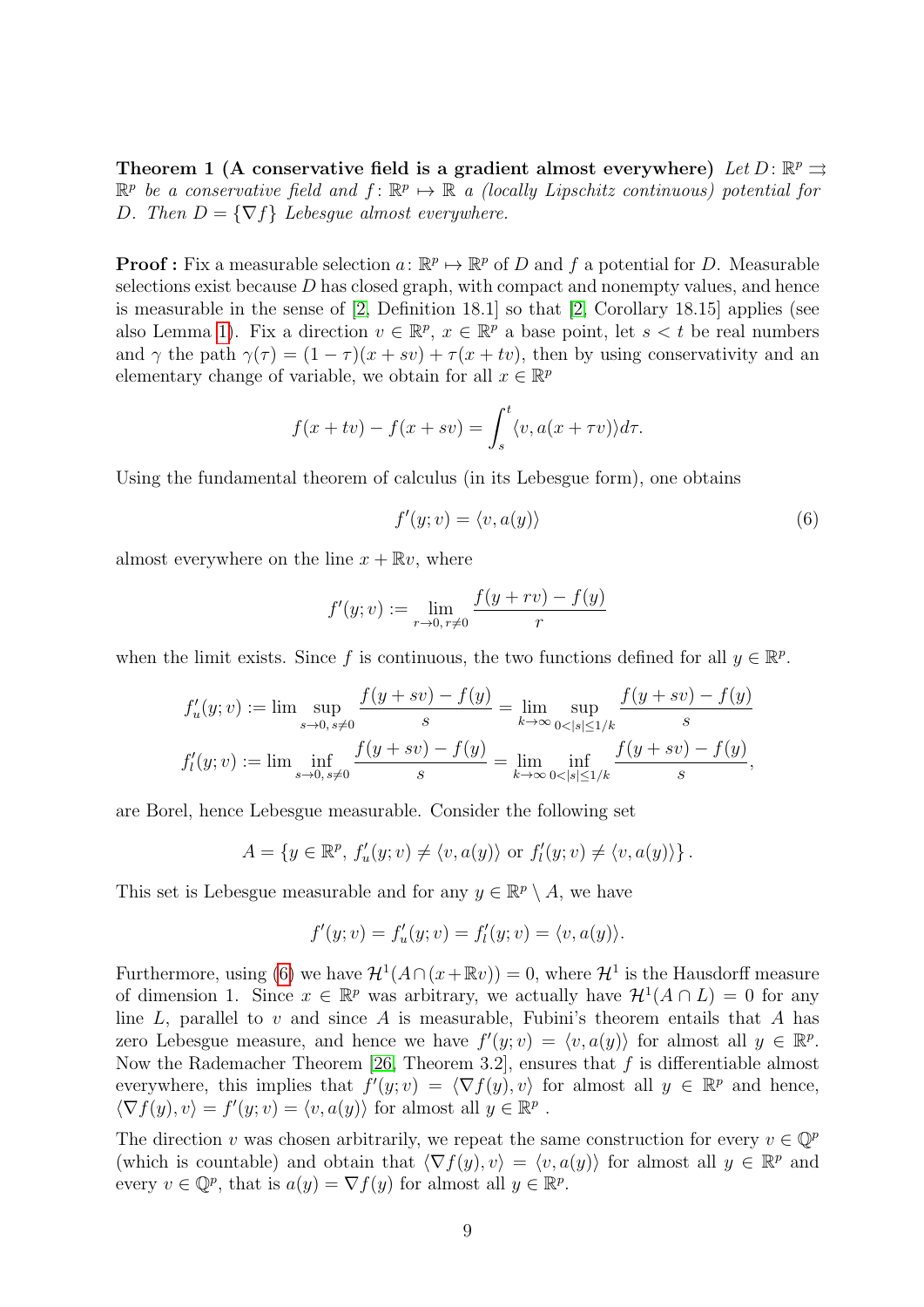**Theorem 1 (A conservative field is a gradient almost everywhere)** *Let $D\colon \mathbb{R}^p \rightrightarrows \mathbb{R}^p$ be a conservative field and $f\colon \mathbb{R}^p \mapsto \mathbb{R}$ a (locally Lipschitz continuous) potential for $D$. Then $D = \{\nabla f\}$ Lebesgue almost everywhere.*

**Proof :** Fix a measurable selection $a\colon \mathbb{R}^p \mapsto \mathbb{R}^p$ of $D$ and $f$ a potential for $D$. Measurable selections exist because $D$ has closed graph, with compact and nonempty values, and hence is measurable in the sense of [2, Definition 18.1] so that [2, Corollary 18.15] applies (see also Lemma 1). Fix a direction $v \in \mathbb{R}^p$, $x \in \mathbb{R}^p$ a base point, let $s < t$ be real numbers and $\gamma$ the path $\gamma(\tau) = (1-\tau)(x+sv) + \tau(x+tv)$, then by using conservativity and an elementary change of variable, we obtain for all $x \in \mathbb{R}^p$

$$f(x+tv) - f(x+sv) = \int_s^t \langle v, a(x+\tau v)\rangle d\tau.$$

Using the fundamental theorem of calculus (in its Lebesgue form), one obtains

$$f'(y;v) = \langle v, a(y)\rangle \tag{6}$$

almost everywhere on the line $x + \mathbb{R}v$, where

$$f'(y;v) := \lim_{r\to 0,\, r\neq 0} \frac{f(y+rv)-f(y)}{r}$$

when the limit exists. Since $f$ is continuous, the two functions defined for all $y \in \mathbb{R}^p$.

$$f'_u(y;v) := \lim \sup_{s\to 0,\, s\neq 0} \frac{f(y+sv)-f(y)}{s} = \lim_{k\to\infty} \sup_{0<|s|\leq 1/k} \frac{f(y+sv)-f(y)}{s}$$

$$f'_l(y;v) := \lim \inf_{s\to 0,\, s\neq 0} \frac{f(y+sv)-f(y)}{s} = \lim_{k\to\infty} \inf_{0<|s|\leq 1/k} \frac{f(y+sv)-f(y)}{s},$$

are Borel, hence Lebesgue measurable. Consider the following set

$$A = \{y \in \mathbb{R}^p,\ f'_u(y;v) \neq \langle v, a(y)\rangle \text{ or } f'_l(y;v) \neq \langle v, a(y)\rangle\}.$$

This set is Lebesgue measurable and for any $y \in \mathbb{R}^p \setminus A$, we have

$$f'(y;v) = f'_u(y;v) = f'_l(y;v) = \langle v, a(y)\rangle.$$

Furthermore, using (6) we have $\mathcal{H}^1(A \cap (x+\mathbb{R}v)) = 0$, where $\mathcal{H}^1$ is the Hausdorff measure of dimension 1. Since $x \in \mathbb{R}^p$ was arbitrary, we actually have $\mathcal{H}^1(A \cap L) = 0$ for any line $L$, parallel to $v$ and since $A$ is measurable, Fubini's theorem entails that $A$ has zero Lebesgue measure, and hence we have $f'(y;v) = \langle v, a(y)\rangle$ for almost all $y \in \mathbb{R}^p$. Now the Rademacher Theorem [26, Theorem 3.2], ensures that $f$ is differentiable almost everywhere, this implies that $f'(y;v) = \langle \nabla f(y), v\rangle$ for almost all $y \in \mathbb{R}^p$ and hence, $\langle \nabla f(y), v\rangle = f'(y;v) = \langle v, a(y)\rangle$ for almost all $y \in \mathbb{R}^p$ .

The direction $v$ was chosen arbitrarily, we repeat the same construction for every $v \in \mathbb{Q}^p$ (which is countable) and obtain that $\langle \nabla f(y), v\rangle = \langle v, a(y)\rangle$ for almost all $y \in \mathbb{R}^p$ and every $v \in \mathbb{Q}^p$, that is $a(y) = \nabla f(y)$ for almost all $y \in \mathbb{R}^p$.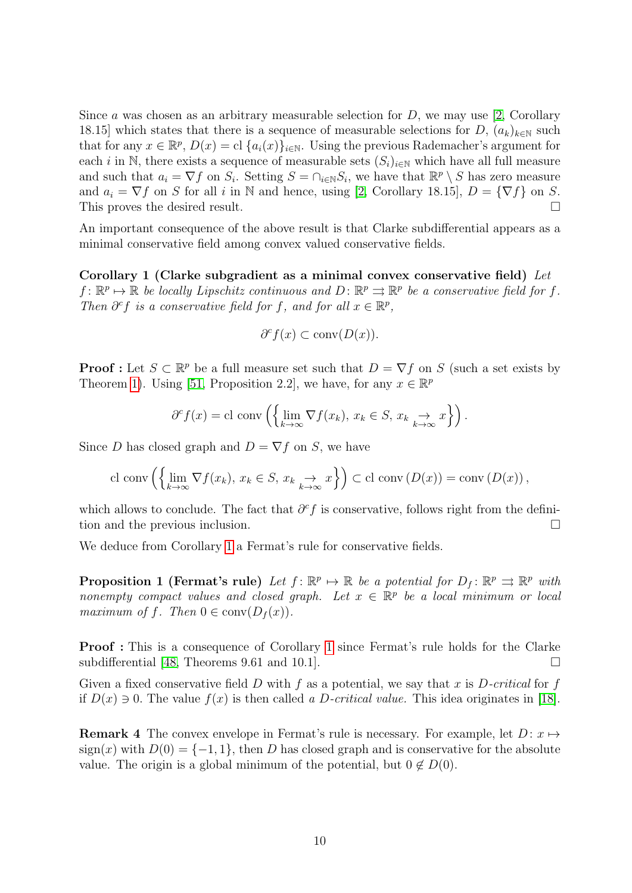Since $a$ was chosen as an arbitrary measurable selection for $D$, we may use [2, Corollary 18.15] which states that there is a sequence of measurable selections for $D$, $(a_k)_{k\in\mathbb{N}}$ such that for any $x \in \mathbb{R}^p$, $D(x) = \text{cl}\,\{a_i(x)\}_{i\in\mathbb{N}}$. Using the previous Rademacher's argument for each $i$ in $\mathbb{N}$, there exists a sequence of measurable sets $(S_i)_{i\in\mathbb{N}}$ which have all full measure and such that $a_i = \nabla f$ on $S_i$. Setting $S = \cap_{i\in\mathbb{N}} S_i$, we have that $\mathbb{R}^p \setminus S$ has zero measure and $a_i = \nabla f$ on $S$ for all $i$ in $\mathbb{N}$ and hence, using [2, Corollary 18.15], $D = \{\nabla f\}$ on $S$. This proves the desired result. □

An important consequence of the above result is that Clarke subdifferential appears as a minimal conservative field among convex valued conservative fields.

**Corollary 1 (Clarke subgradient as a minimal convex conservative field)** *Let $f \colon \mathbb{R}^p \mapsto \mathbb{R}$ be locally Lipschitz continuous and $D \colon \mathbb{R}^p \rightrightarrows \mathbb{R}^p$ be a conservative field for $f$. Then $\partial^c f$ is a conservative field for $f$, and for all $x \in \mathbb{R}^p$,*

$$\partial^c f(x) \subset \text{conv}(D(x)).$$

**Proof :** Let $S \subset \mathbb{R}^p$ be a full measure set such that $D = \nabla f$ on $S$ (such a set exists by Theorem 1). Using [51, Proposition 2.2], we have, for any $x \in \mathbb{R}^p$

$$\partial^c f(x) = \text{cl conv}\left(\left\{\lim_{k\to\infty} \nabla f(x_k),\, x_k \in S,\, x_k \underset{k\to\infty}{\to} x\right\}\right).$$

Since $D$ has closed graph and $D = \nabla f$ on $S$, we have

$$\text{cl conv}\left(\left\{\lim_{k\to\infty} \nabla f(x_k),\, x_k \in S,\, x_k \underset{k\to\infty}{\to} x\right\}\right) \subset \text{cl conv}\left(D(x)\right) = \text{conv}\left(D(x)\right),$$

which allows to conclude. The fact that $\partial^c f$ is conservative, follows right from the definition and the previous inclusion. □

We deduce from Corollary 1 a Fermat's rule for conservative fields.

**Proposition 1 (Fermat's rule)** *Let $f \colon \mathbb{R}^p \mapsto \mathbb{R}$ be a potential for $D_f \colon \mathbb{R}^p \rightrightarrows \mathbb{R}^p$ with nonempty compact values and closed graph. Let $x \in \mathbb{R}^p$ be a local minimum or local maximum of $f$. Then $0 \in \text{conv}(D_f(x))$.*

**Proof :** This is a consequence of Corollary 1 since Fermat's rule holds for the Clarke subdifferential [48, Theorems 9.61 and 10.1]. □

Given a fixed conservative field $D$ with $f$ as a potential, we say that $x$ is *$D$-critical* for $f$ if $D(x) \ni 0$. The value $f(x)$ is then called *a $D$-critical value.* This idea originates in [18].

**Remark 4** The convex envelope in Fermat's rule is necessary. For example, let $D \colon x \mapsto \text{sign}(x)$ with $D(0) = \{-1, 1\}$, then $D$ has closed graph and is conservative for the absolute value. The origin is a global minimum of the potential, but $0 \notin D(0)$.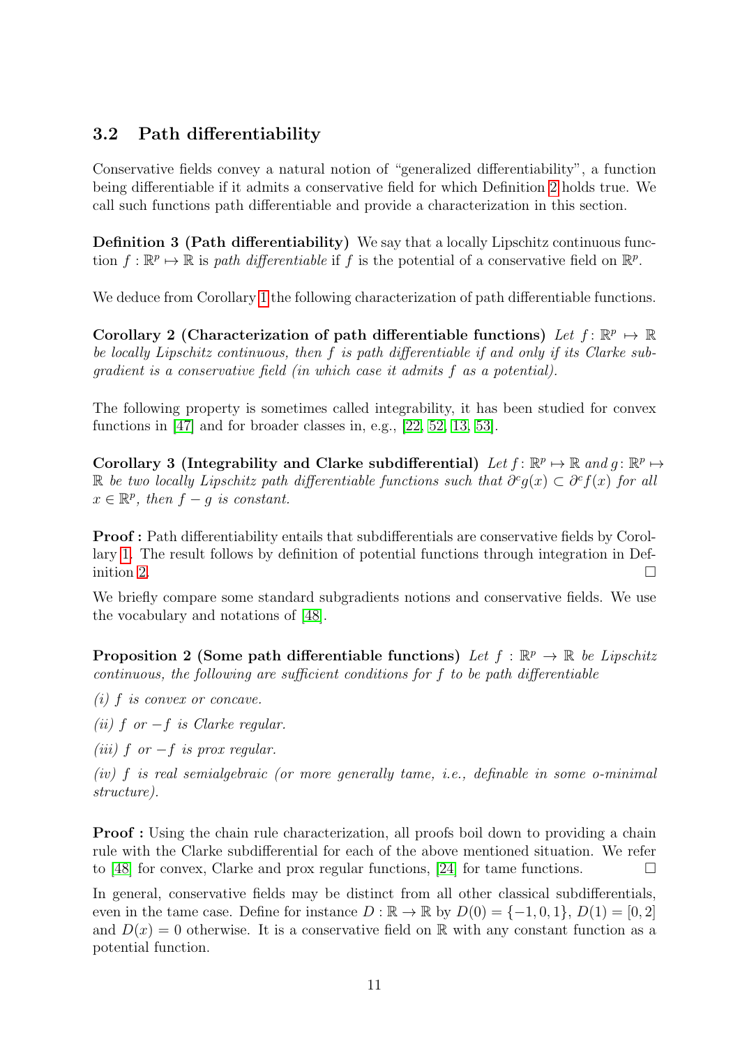### 3.2 Path differentiability

Conservative fields convey a natural notion of "generalized differentiability", a function being differentiable if it admits a conservative field for which Definition 2 holds true. We call such functions path differentiable and provide a characterization in this section.

**Definition 3 (Path differentiability)** We say that a locally Lipschitz continuous function $f : \mathbb{R}^p \mapsto \mathbb{R}$ is *path differentiable* if $f$ is the potential of a conservative field on $\mathbb{R}^p$.

We deduce from Corollary 1 the following characterization of path differentiable functions.

**Corollary 2 (Characterization of path differentiable functions)** *Let $f : \mathbb{R}^p \mapsto \mathbb{R}$ be locally Lipschitz continuous, then $f$ is path differentiable if and only if its Clarke subgradient is a conservative field (in which case it admits $f$ as a potential).*

The following property is sometimes called integrability, it has been studied for convex functions in [47] and for broader classes in, e.g., [22, 52, 13, 53].

**Corollary 3 (Integrability and Clarke subdifferential)** *Let $f : \mathbb{R}^p \mapsto \mathbb{R}$ and $g : \mathbb{R}^p \mapsto \mathbb{R}$ be two locally Lipschitz path differentiable functions such that $\partial^c g(x) \subset \partial^c f(x)$ for all $x \in \mathbb{R}^p$, then $f - g$ is constant.*

**Proof :** Path differentiability entails that subdifferentials are conservative fields by Corollary 1. The result follows by definition of potential functions through integration in Definition 2. □

We briefly compare some standard subgradients notions and conservative fields. We use the vocabulary and notations of [48].

**Proposition 2 (Some path differentiable functions)** *Let $f : \mathbb{R}^p \to \mathbb{R}$ be Lipschitz continuous, the following are sufficient conditions for $f$ to be path differentiable*

*(i) $f$ is convex or concave.*

*(ii) $f$ or $-f$ is Clarke regular.*

*(iii) $f$ or $-f$ is prox regular.*

*(iv) $f$ is real semialgebraic (or more generally tame, i.e., definable in some o-minimal structure).*

**Proof :** Using the chain rule characterization, all proofs boil down to providing a chain rule with the Clarke subdifferential for each of the above mentioned situation. We refer to [48] for convex, Clarke and prox regular functions, [24] for tame functions. □

In general, conservative fields may be distinct from all other classical subdifferentials, even in the tame case. Define for instance $D : \mathbb{R} \to \mathbb{R}$ by $D(0) = \{-1, 0, 1\}$, $D(1) = [0, 2]$ and $D(x) = 0$ otherwise. It is a conservative field on $\mathbb{R}$ with any constant function as a potential function.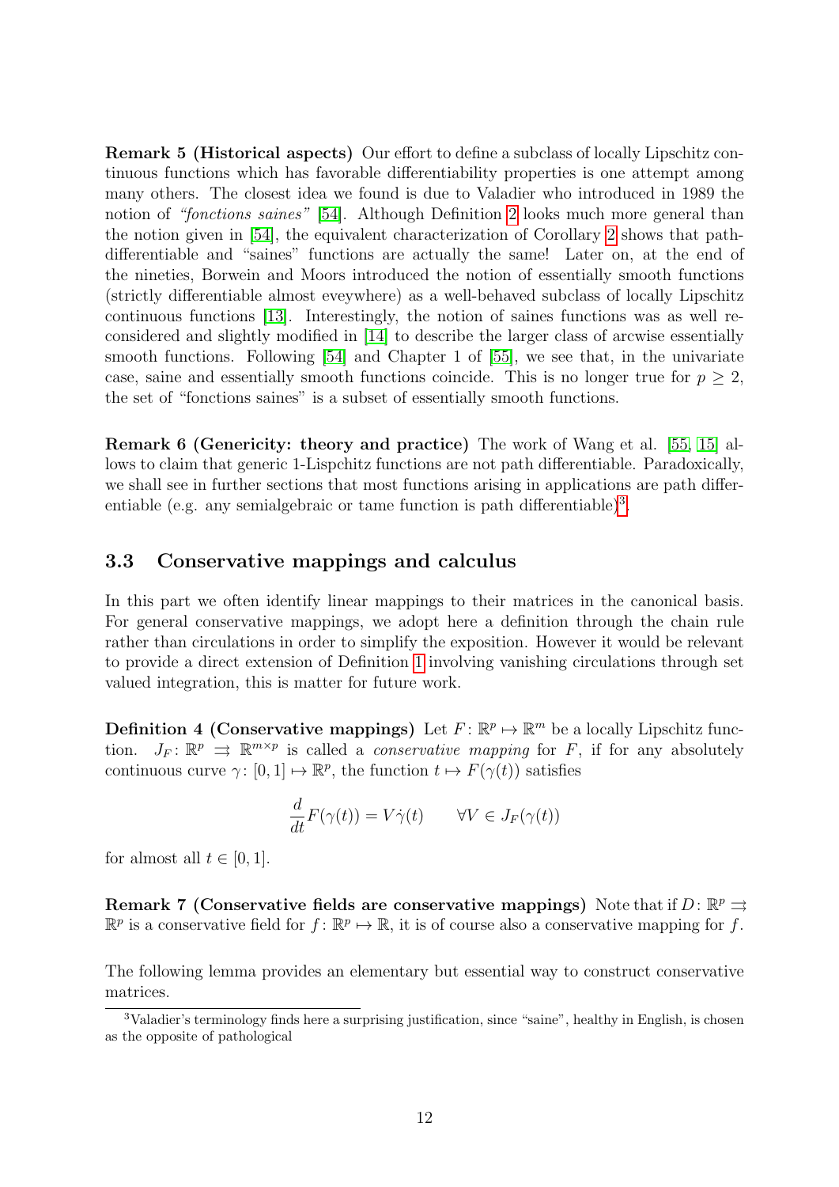**Remark 5 (Historical aspects)** Our effort to define a subclass of locally Lipschitz continuous functions which has favorable differentiability properties is one attempt among many others. The closest idea we found is due to Valadier who introduced in 1989 the notion of *"fonctions saines"* [54]. Although Definition 2 looks much more general than the notion given in [54], the equivalent characterization of Corollary 2 shows that path-differentiable and "saines" functions are actually the same! Later on, at the end of the nineties, Borwein and Moors introduced the notion of essentially smooth functions (strictly differentiable almost eveywhere) as a well-behaved subclass of locally Lipschitz continuous functions [13]. Interestingly, the notion of saines functions was as well reconsidered and slightly modified in [14] to describe the larger class of arcwise essentially smooth functions. Following [54] and Chapter 1 of [55], we see that, in the univariate case, saine and essentially smooth functions coincide. This is no longer true for $p \geq 2$, the set of "fonctions saines" is a subset of essentially smooth functions.

**Remark 6 (Genericity: theory and practice)** The work of Wang et al. [55, 15] allows to claim that generic 1-Lispchitz functions are not path differentiable. Paradoxically, we shall see in further sections that most functions arising in applications are path differentiable (e.g. any semialgebraic or tame function is path differentiable)[3].

### 3.3 Conservative mappings and calculus

In this part we often identify linear mappings to their matrices in the canonical basis. For general conservative mappings, we adopt here a definition through the chain rule rather than circulations in order to simplify the exposition. However it would be relevant to provide a direct extension of Definition 1 involving vanishing circulations through set valued integration, this is matter for future work.

**Definition 4 (Conservative mappings)** Let $F \colon \mathbb{R}^p \mapsto \mathbb{R}^m$ be a locally Lipschitz function. $J_F \colon \mathbb{R}^p \rightrightarrows \mathbb{R}^{m \times p}$ is called a *conservative mapping* for $F$, if for any absolutely continuous curve $\gamma \colon [0,1] \mapsto \mathbb{R}^p$, the function $t \mapsto F(\gamma(t))$ satisfies

$$\frac{d}{dt} F(\gamma(t)) = V \dot{\gamma}(t) \qquad \forall V \in J_F(\gamma(t))$$

for almost all $t \in [0,1]$.

**Remark 7 (Conservative fields are conservative mappings)** Note that if $D \colon \mathbb{R}^p \rightrightarrows \mathbb{R}^p$ is a conservative field for $f \colon \mathbb{R}^p \mapsto \mathbb{R}$, it is of course also a conservative mapping for $f$.

The following lemma provides an elementary but essential way to construct conservative matrices.

[3] Valadier's terminology finds here a surprising justification, since "saine", healthy in English, is chosen as the opposite of pathological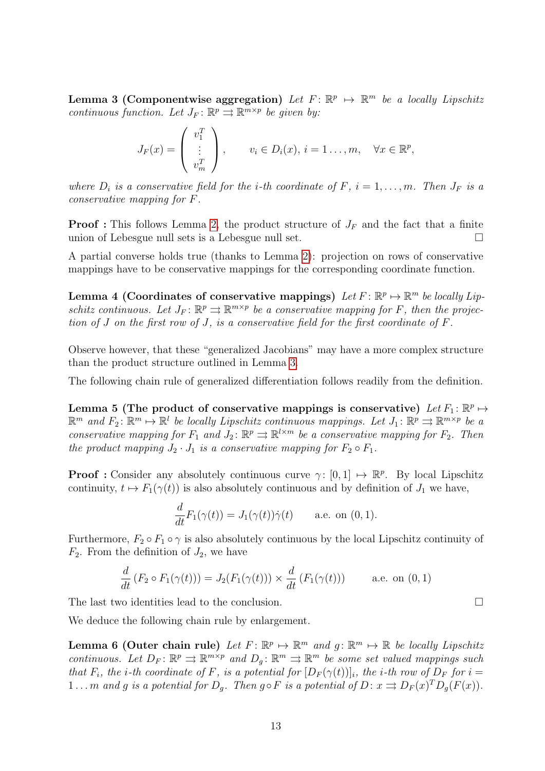**Lemma 3 (Componentwise aggregation)** *Let $F\colon \mathbb{R}^p \mapsto \mathbb{R}^m$ be a locally Lipschitz continuous function. Let $J_F\colon \mathbb{R}^p \rightrightarrows \mathbb{R}^{m\times p}$ be given by:*

$$J_F(x) = \begin{pmatrix} v_1^T \\ \vdots \\ v_m^T \end{pmatrix}, \qquad v_i \in D_i(x),\, i = 1\ldots,m, \quad \forall x \in \mathbb{R}^p,$$

*where $D_i$ is a conservative field for the $i$-th coordinate of $F$, $i = 1,\ldots,m$. Then $J_F$ is a conservative mapping for $F$.*

**Proof :** This follows Lemma 2, the product structure of $J_F$ and the fact that a finite union of Lebesgue null sets is a Lebesgue null set. □

A partial converse holds true (thanks to Lemma 2): projection on rows of conservative mappings have to be conservative mappings for the corresponding coordinate function.

**Lemma 4 (Coordinates of conservative mappings)** *Let $F\colon \mathbb{R}^p \mapsto \mathbb{R}^m$ be locally Lipschitz continuous. Let $J_F\colon \mathbb{R}^p \rightrightarrows \mathbb{R}^{m\times p}$ be a conservative mapping for $F$, then the projection of $J$ on the first row of $J$, is a conservative field for the first coordinate of $F$.*

Observe however, that these "generalized Jacobians" may have a more complex structure than the product structure outlined in Lemma 3.

The following chain rule of generalized differentiation follows readily from the definition.

**Lemma 5 (The product of conservative mappings is conservative)** *Let $F_1\colon \mathbb{R}^p \mapsto \mathbb{R}^m$ and $F_2\colon \mathbb{R}^m \mapsto \mathbb{R}^l$ be locally Lipschitz continuous mappings. Let $J_1\colon \mathbb{R}^p \rightrightarrows \mathbb{R}^{m\times p}$ be a conservative mapping for $F_1$ and $J_2\colon \mathbb{R}^p \rightrightarrows \mathbb{R}^{l\times m}$ be a conservative mapping for $F_2$. Then the product mapping $J_2 \cdot J_1$ is a conservative mapping for $F_2 \circ F_1$.*

**Proof :** Consider any absolutely continuous curve $\gamma\colon [0,1] \mapsto \mathbb{R}^p$. By local Lipschitz continuity, $t \mapsto F_1(\gamma(t))$ is also absolutely continuous and by definition of $J_1$ we have,

$$\frac{d}{dt} F_1(\gamma(t)) = J_1(\gamma(t))\dot{\gamma}(t) \qquad \text{a.e. on } (0,1).$$

Furthermore, $F_2 \circ F_1 \circ \gamma$ is also absolutely continuous by the local Lipschitz continuity of $F_2$. From the definition of $J_2$, we have

$$\frac{d}{dt}\left(F_2 \circ F_1(\gamma(t))\right) = J_2(F_1(\gamma(t))) \times \frac{d}{dt}\left(F_1(\gamma(t))\right) \qquad \text{a.e. on } (0,1)$$

The last two identities lead to the conclusion. □

We deduce the following chain rule by enlargement.

**Lemma 6 (Outer chain rule)** *Let $F\colon \mathbb{R}^p \mapsto \mathbb{R}^m$ and $g\colon \mathbb{R}^m \mapsto \mathbb{R}$ be locally Lipschitz continuous. Let $D_F\colon \mathbb{R}^p \rightrightarrows \mathbb{R}^{m\times p}$ and $D_g\colon \mathbb{R}^m \rightrightarrows \mathbb{R}^m$ be some set valued mappings such that $F_i$, the $i$-th coordinate of $F$, is a potential for $[D_F(\gamma(t))]_i$, the $i$-th row of $D_F$ for $i = 1\ldots m$ and $g$ is a potential for $D_g$. Then $g \circ F$ is a potential of $D\colon x \rightrightarrows D_F(x)^T D_g(F(x))$.*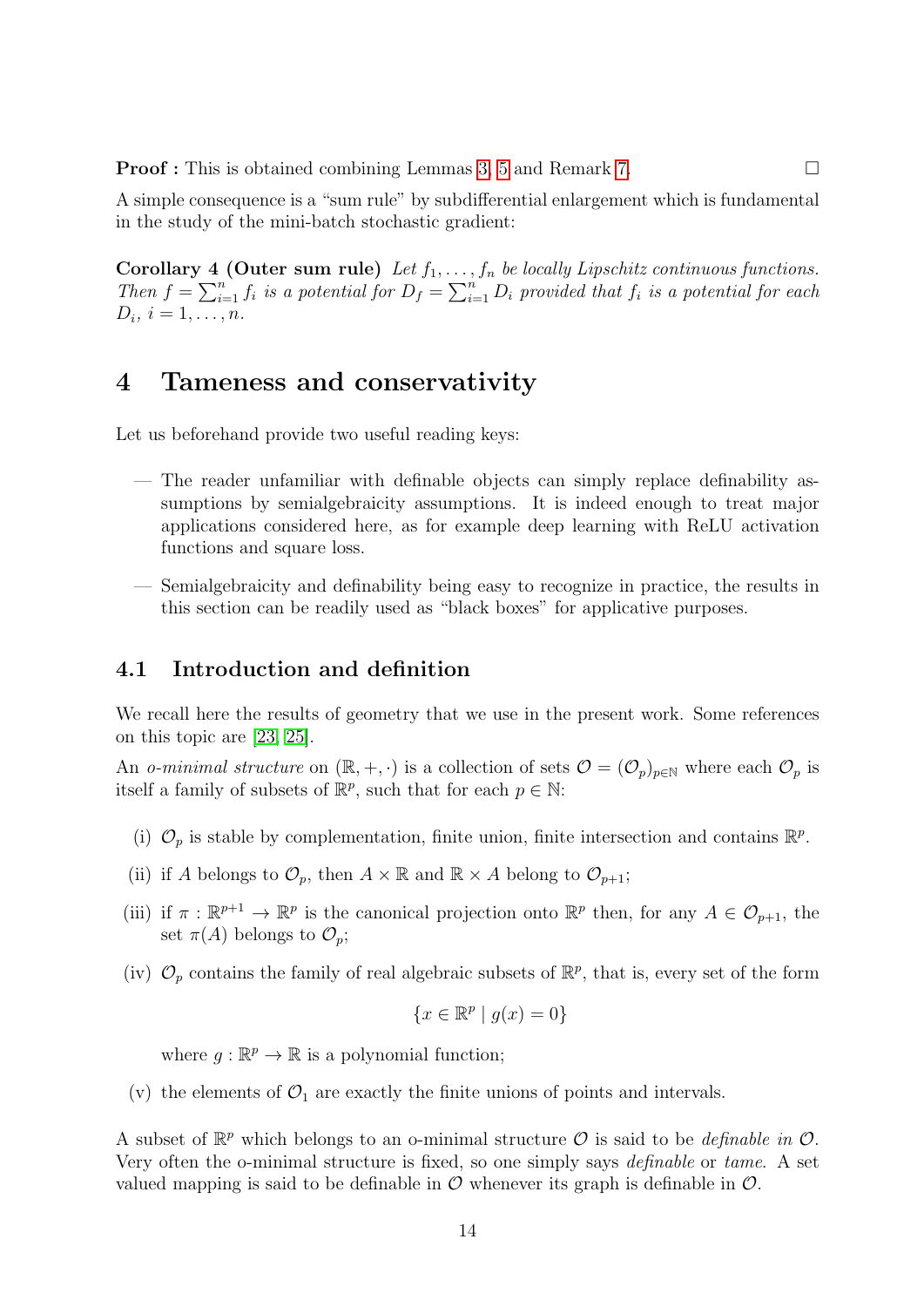**Proof :** This is obtained combining Lemmas 3, 5 and Remark 7. □

A simple consequence is a "sum rule" by subdifferential enlargement which is fundamental in the study of the mini-batch stochastic gradient:

**Corollary 4 (Outer sum rule)** *Let $f_1, \ldots, f_n$ be locally Lipschitz continuous functions. Then $f = \sum_{i=1}^n f_i$ is a potential for $D_f = \sum_{i=1}^n D_i$ provided that $f_i$ is a potential for each $D_i$, $i = 1, \ldots, n$.*

# 4 Tameness and conservativity

Let us beforehand provide two useful reading keys:

— The reader unfamiliar with definable objects can simply replace definability assumptions by semialgebraicity assumptions. It is indeed enough to treat major applications considered here, as for example deep learning with ReLU activation functions and square loss.

— Semialgebraicity and definability being easy to recognize in practice, the results in this section can be readily used as "black boxes" for applicative purposes.

## 4.1 Introduction and definition

We recall here the results of geometry that we use in the present work. Some references on this topic are [23, 25].

An *o-minimal structure* on $(\mathbb{R}, +, \cdot)$ is a collection of sets $\mathcal{O} = (\mathcal{O}_p)_{p\in\mathbb{N}}$ where each $\mathcal{O}_p$ is itself a family of subsets of $\mathbb{R}^p$, such that for each $p \in \mathbb{N}$:

(i) $\mathcal{O}_p$ is stable by complementation, finite union, finite intersection and contains $\mathbb{R}^p$.

(ii) if $A$ belongs to $\mathcal{O}_p$, then $A \times \mathbb{R}$ and $\mathbb{R} \times A$ belong to $\mathcal{O}_{p+1}$;

(iii) if $\pi : \mathbb{R}^{p+1} \to \mathbb{R}^p$ is the canonical projection onto $\mathbb{R}^p$ then, for any $A \in \mathcal{O}_{p+1}$, the set $\pi(A)$ belongs to $\mathcal{O}_p$;

(iv) $\mathcal{O}_p$ contains the family of real algebraic subsets of $\mathbb{R}^p$, that is, every set of the form

$$\{x \in \mathbb{R}^p \mid g(x) = 0\}$$

where $g : \mathbb{R}^p \to \mathbb{R}$ is a polynomial function;

(v) the elements of $\mathcal{O}_1$ are exactly the finite unions of points and intervals.

A subset of $\mathbb{R}^p$ which belongs to an o-minimal structure $\mathcal{O}$ is said to be *definable in* $\mathcal{O}$. Very often the o-minimal structure is fixed, so one simply says *definable* or *tame*. A set valued mapping is said to be definable in $\mathcal{O}$ whenever its graph is definable in $\mathcal{O}$.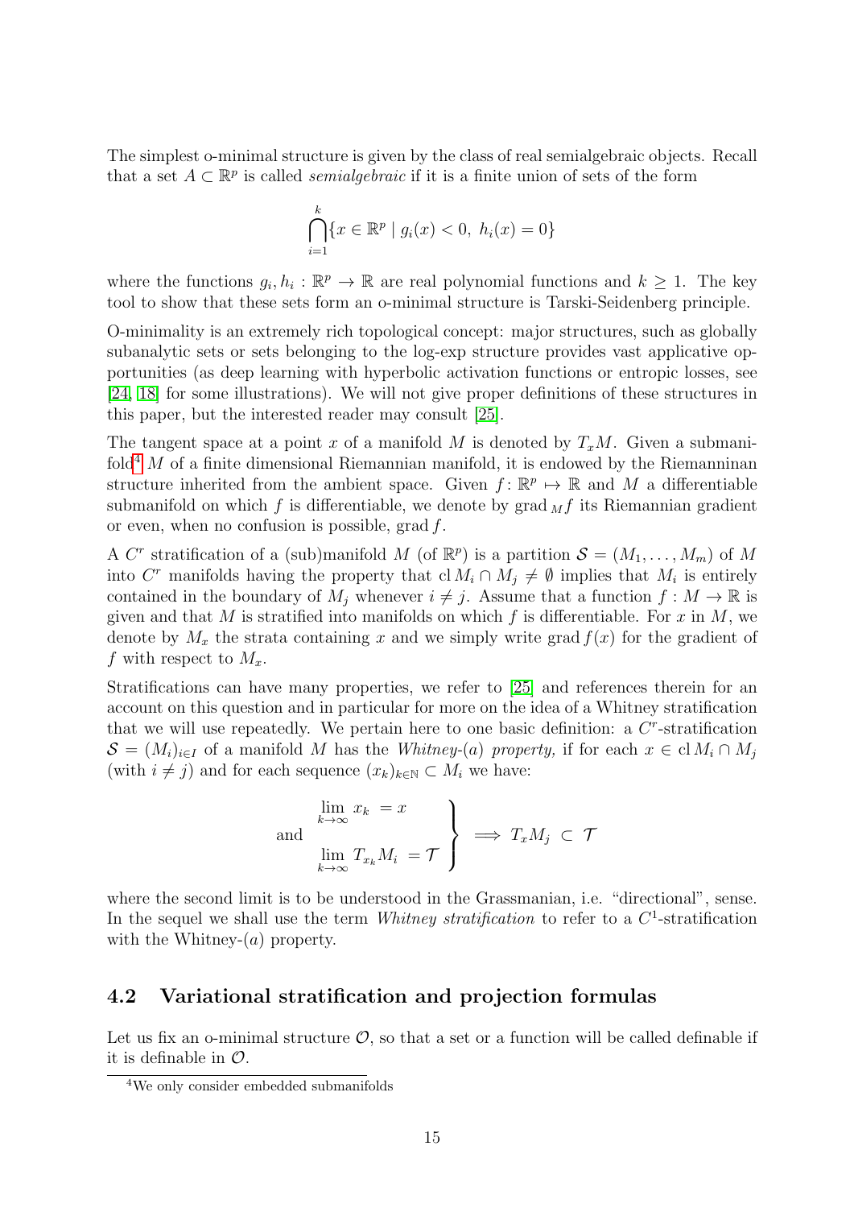The simplest o-minimal structure is given by the class of real semialgebraic objects. Recall that a set $A \subset \mathbb{R}^p$ is called *semialgebraic* if it is a finite union of sets of the form

$$\bigcap_{i=1}^{k} \{x \in \mathbb{R}^p \mid g_i(x) < 0,\ h_i(x) = 0\}$$

where the functions $g_i, h_i : \mathbb{R}^p \to \mathbb{R}$ are real polynomial functions and $k \geq 1$. The key tool to show that these sets form an o-minimal structure is Tarski-Seidenberg principle.

O-minimality is an extremely rich topological concept: major structures, such as globally subanalytic sets or sets belonging to the log-exp structure provides vast applicative opportunities (as deep learning with hyperbolic activation functions or entropic losses, see [24, 18] for some illustrations). We will not give proper definitions of these structures in this paper, but the interested reader may consult [25].

The tangent space at a point $x$ of a manifold $M$ is denoted by $T_x M$. Given a submanifold[4] $M$ of a finite dimensional Riemannian manifold, it is endowed by the Riemanninan structure inherited from the ambient space. Given $f \colon \mathbb{R}^p \mapsto \mathbb{R}$ and $M$ a differentiable submanifold on which $f$ is differentiable, we denote by $\operatorname{grad}_M f$ its Riemannian gradient or even, when no confusion is possible, $\operatorname{grad} f$.

A $C^r$ stratification of a (sub)manifold $M$ (of $\mathbb{R}^p$) is a partition $\mathcal{S} = (M_1, \ldots, M_m)$ of $M$ into $C^r$ manifolds having the property that $\operatorname{cl} M_i \cap M_j \neq \emptyset$ implies that $M_i$ is entirely contained in the boundary of $M_j$ whenever $i \neq j$. Assume that a function $f : M \to \mathbb{R}$ is given and that $M$ is stratified into manifolds on which $f$ is differentiable. For $x$ in $M$, we denote by $M_x$ the strata containing $x$ and we simply write $\operatorname{grad} f(x)$ for the gradient of $f$ with respect to $M_x$.

Stratifications can have many properties, we refer to [25] and references therein for an account on this question and in particular for more on the idea of a Whitney stratification that we will use repeatedly. We pertain here to one basic definition: a $C^r$-stratification $\mathcal{S} = (M_i)_{i \in I}$ of a manifold $M$ has the *Whitney-(a) property,* if for each $x \in \operatorname{cl} M_i \cap M_j$ (with $i \neq j$) and for each sequence $(x_k)_{k \in \mathbb{N}} \subset M_i$ we have:

$$\left.\begin{array}{r} \lim\limits_{k \to \infty} x_k \ = x \\ \text{and} \qquad \\ \lim\limits_{k \to \infty} T_{x_k} M_i \ = \mathcal{T} \end{array}\right\} \implies T_x M_j \ \subset \ \mathcal{T}$$

where the second limit is to be understood in the Grassmanian, i.e. "directional", sense. In the sequel we shall use the term *Whitney stratification* to refer to a $C^1$-stratification with the Whitney-$(a)$ property.

### 4.2 Variational stratification and projection formulas

Let us fix an o-minimal structure $\mathcal{O}$, so that a set or a function will be called definable if it is definable in $\mathcal{O}$.

[4] We only consider embedded submanifolds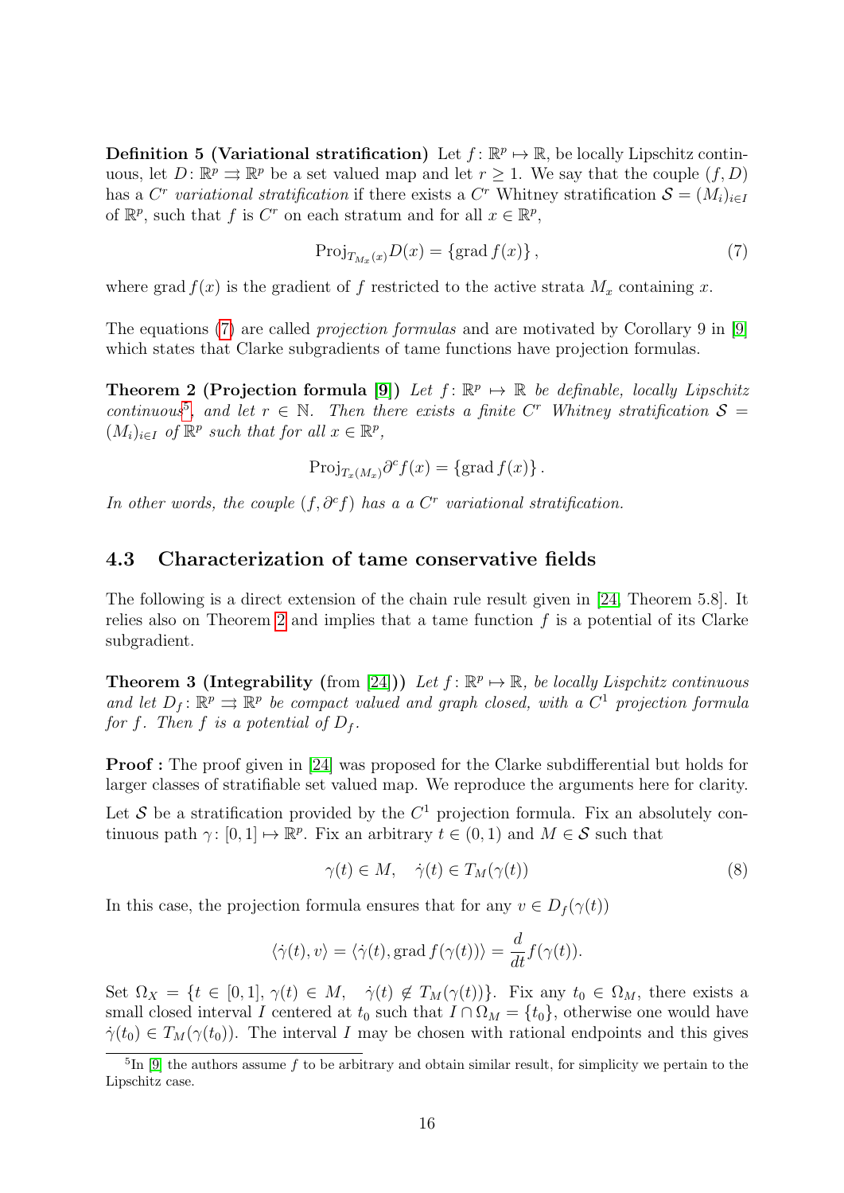**Definition 5 (Variational stratification)** Let $f\colon \mathbb{R}^p \mapsto \mathbb{R}$, be locally Lipschitz continuous, let $D\colon \mathbb{R}^p \rightrightarrows \mathbb{R}^p$ be a set valued map and let $r \geq 1$. We say that the couple $(f, D)$ has a $C^r$ *variational stratification* if there exists a $C^r$ Whitney stratification $\mathcal{S} = (M_i)_{i\in I}$ of $\mathbb{R}^p$, such that $f$ is $C^r$ on each stratum and for all $x \in \mathbb{R}^p$,

$$\mathrm{Proj}_{T_{M_x}(x)} D(x) = \{\mathrm{grad}\, f(x)\}\,, \tag{7}$$

where $\mathrm{grad}\, f(x)$ is the gradient of $f$ restricted to the active strata $M_x$ containing $x$.

The equations (7) are called *projection formulas* and are motivated by Corollary 9 in [9] which states that Clarke subgradients of tame functions have projection formulas.

**Theorem 2 (Projection formula [9])** *Let $f\colon \mathbb{R}^p \mapsto \mathbb{R}$ be definable, locally Lipschitz continuous*[5]*, and let $r \in \mathbb{N}$. Then there exists a finite $C^r$ Whitney stratification $\mathcal{S} = (M_i)_{i\in I}$ of $\mathbb{R}^p$ such that for all $x \in \mathbb{R}^p$,*

$$\mathrm{Proj}_{T_x(M_x)} \partial^c f(x) = \{\mathrm{grad}\, f(x)\}\,.$$

*In other words, the couple $(f, \partial^c f)$ has a a $C^r$ variational stratification.*

### 4.3 Characterization of tame conservative fields

The following is a direct extension of the chain rule result given in [24, Theorem 5.8]. It relies also on Theorem 2 and implies that a tame function $f$ is a potential of its Clarke subgradient.

**Theorem 3 (Integrability** (from [24])**)** *Let $f\colon \mathbb{R}^p \mapsto \mathbb{R}$, be locally Lispchitz continuous and let $D_f\colon \mathbb{R}^p \rightrightarrows \mathbb{R}^p$ be compact valued and graph closed, with a $C^1$ projection formula for $f$. Then $f$ is a potential of $D_f$.*

**Proof :** The proof given in [24] was proposed for the Clarke subdifferential but holds for larger classes of stratifiable set valued map. We reproduce the arguments here for clarity.

Let $\mathcal{S}$ be a stratification provided by the $C^1$ projection formula. Fix an absolutely continuous path $\gamma\colon [0,1] \mapsto \mathbb{R}^p$. Fix an arbitrary $t \in (0,1)$ and $M \in \mathcal{S}$ such that

$$\gamma(t) \in M, \quad \dot{\gamma}(t) \in T_M(\gamma(t)) \tag{8}$$

In this case, the projection formula ensures that for any $v \in D_f(\gamma(t))$

$$\langle \dot{\gamma}(t), v\rangle = \langle \dot{\gamma}(t), \mathrm{grad}\, f(\gamma(t))\rangle = \frac{d}{dt} f(\gamma(t)).$$

Set $\Omega_X = \{t \in [0,1],\ \gamma(t) \in M, \quad \dot{\gamma}(t) \notin T_M(\gamma(t))\}$. Fix any $t_0 \in \Omega_M$, there exists a small closed interval $I$ centered at $t_0$ such that $I \cap \Omega_M = \{t_0\}$, otherwise one would have $\dot{\gamma}(t_0) \in T_M(\gamma(t_0))$. The interval $I$ may be chosen with rational endpoints and this gives

[5] In [9] the authors assume $f$ to be arbitrary and obtain similar result, for simplicity we pertain to the Lipschitz case.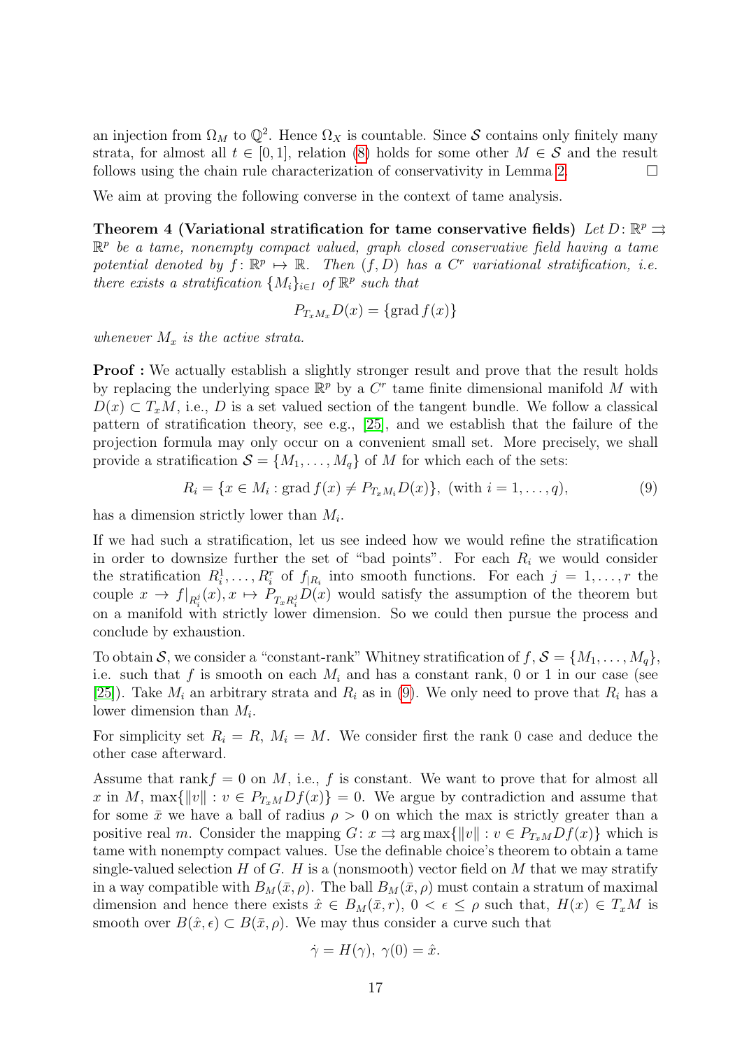an injection from $\Omega_M$ to $\mathbb{Q}^2$. Hence $\Omega_X$ is countable. Since $\mathcal{S}$ contains only finitely many strata, for almost all $t \in [0,1]$, relation (8) holds for some other $M \in \mathcal{S}$ and the result follows using the chain rule characterization of conservativity in Lemma 2. $\square$

We aim at proving the following converse in the context of tame analysis.

**Theorem 4 (Variational stratification for tame conservative fields)** *Let $D \colon \mathbb{R}^p \rightrightarrows \mathbb{R}^p$ be a tame, nonempty compact valued, graph closed conservative field having a tame potential denoted by $f \colon \mathbb{R}^p \mapsto \mathbb{R}$. Then $(f, D)$ has a $C^r$ variational stratification, i.e. there exists a stratification $\{M_i\}_{i \in I}$ of $\mathbb{R}^p$ such that*

$$P_{T_x M_x} D(x) = \{\mathrm{grad}\, f(x)\}$$

*whenever $M_x$ is the active strata.*

**Proof :** We actually establish a slightly stronger result and prove that the result holds by replacing the underlying space $\mathbb{R}^p$ by a $C^r$ tame finite dimensional manifold $M$ with $D(x) \subset T_x M$, i.e., $D$ is a set valued section of the tangent bundle. We follow a classical pattern of stratification theory, see e.g., [25], and we establish that the failure of the projection formula may only occur on a convenient small set. More precisely, we shall provide a stratification $\mathcal{S} = \{M_1, \ldots, M_q\}$ of $M$ for which each of the sets:

$$R_i = \{x \in M_i : \mathrm{grad}\, f(x) \neq P_{T_x M_i} D(x)\}, \text{ (with } i = 1, \ldots, q), \tag{9}$$

has a dimension strictly lower than $M_i$.

If we had such a stratification, let us see indeed how we would refine the stratification in order to downsize further the set of "bad points". For each $R_i$ we would consider the stratification $R_i^1, \ldots, R_i^r$ of $f_{|R_i}$ into smooth functions. For each $j = 1, \ldots, r$ the couple $x \to f|_{R_i^j}(x), x \mapsto P_{T_x R_i^j} D(x)$ would satisfy the assumption of the theorem but on a manifold with strictly lower dimension. So we could then pursue the process and conclude by exhaustion.

To obtain $\mathcal{S}$, we consider a "constant-rank" Whitney stratification of $f$, $\mathcal{S} = \{M_1, \ldots, M_q\}$, i.e. such that $f$ is smooth on each $M_i$ and has a constant rank, 0 or 1 in our case (see [25]). Take $M_i$ an arbitrary strata and $R_i$ as in (9). We only need to prove that $R_i$ has a lower dimension than $M_i$.

For simplicity set $R_i = R$, $M_i = M$. We consider first the rank 0 case and deduce the other case afterward.

Assume that $\mathrm{rank} f = 0$ on $M$, i.e., $f$ is constant. We want to prove that for almost all $x$ in $M$, $\max\{\|v\| : v \in P_{T_x M} Df(x)\} = 0$. We argue by contradiction and assume that for some $\bar{x}$ we have a ball of radius $\rho > 0$ on which the max is strictly greater than a positive real $m$. Consider the mapping $G \colon x \rightrightarrows \arg\max\{\|v\| : v \in P_{T_x M} Df(x)\}$ which is tame with nonempty compact values. Use the definable choice's theorem to obtain a tame single-valued selection $H$ of $G$. $H$ is a (nonsmooth) vector field on $M$ that we may stratify in a way compatible with $B_M(\bar{x}, \rho)$. The ball $B_M(\bar{x}, \rho)$ must contain a stratum of maximal dimension and hence there exists $\hat{x} \in B_M(\bar{x}, r)$, $0 < \epsilon \leq \rho$ such that, $H(x) \in T_x M$ is smooth over $B(\hat{x}, \epsilon) \subset B(\bar{x}, \rho)$. We may thus consider a curve such that

$$\dot{\gamma} = H(\gamma), \; \gamma(0) = \hat{x}.$$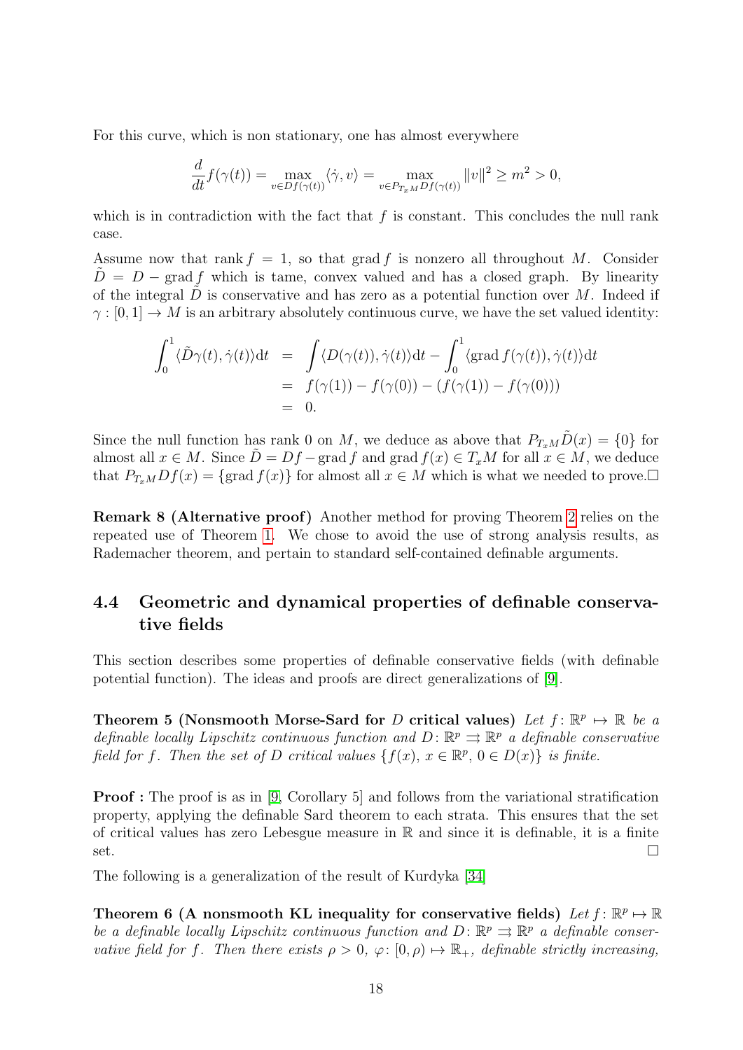For this curve, which is non stationary, one has almost everywhere

$$\frac{d}{dt}f(\gamma(t)) = \max_{v \in Df(\gamma(t))} \langle \dot{\gamma}, v\rangle = \max_{v \in P_{T_xM}Df(\gamma(t))} \|v\|^2 \geq m^2 > 0,$$

which is in contradiction with the fact that $f$ is constant. This concludes the null rank case.

Assume now that $\operatorname{rank} f = 1$, so that $\operatorname{grad} f$ is nonzero all throughout $M$. Consider $\tilde{D} = D - \operatorname{grad} f$ which is tame, convex valued and has a closed graph. By linearity of the integral $\tilde{D}$ is conservative and has zero as a potential function over $M$. Indeed if $\gamma : [0,1] \to M$ is an arbitrary absolutely continuous curve, we have the set valued identity:

$$\begin{aligned}
\int_0^1 \langle \tilde{D}\gamma(t), \dot{\gamma}(t)\rangle \mathrm{d}t &= \int \langle D(\gamma(t)), \dot{\gamma}(t)\rangle \mathrm{d}t - \int_0^1 \langle \operatorname{grad} f(\gamma(t)), \dot{\gamma}(t)\rangle \mathrm{d}t \\
&= f(\gamma(1)) - f(\gamma(0)) - (f(\gamma(1)) - f(\gamma(0))) \\
&= 0.
\end{aligned}$$

Since the null function has rank 0 on $M$, we deduce as above that $P_{T_xM}\tilde{D}(x) = \{0\}$ for almost all $x \in M$. Since $\tilde{D} = Df - \operatorname{grad} f$ and $\operatorname{grad} f(x) \in T_xM$ for all $x \in M$, we deduce that $P_{T_xM}Df(x) = \{\operatorname{grad} f(x)\}$ for almost all $x \in M$ which is what we needed to prove.□

**Remark 8 (Alternative proof)** Another method for proving Theorem 2 relies on the repeated use of Theorem 1. We chose to avoid the use of strong analysis results, as Rademacher theorem, and pertain to standard self-contained definable arguments.

## 4.4 Geometric and dynamical properties of definable conservative fields

This section describes some properties of definable conservative fields (with definable potential function). The ideas and proofs are direct generalizations of [9].

**Theorem 5 (Nonsmooth Morse-Sard for $D$ critical values)** *Let $f : \mathbb{R}^p \mapsto \mathbb{R}$ be a definable locally Lipschitz continuous function and $D : \mathbb{R}^p \rightrightarrows \mathbb{R}^p$ a definable conservative field for $f$. Then the set of $D$ critical values $\{f(x),\, x \in \mathbb{R}^p,\, 0 \in D(x)\}$ is finite.*

**Proof :** The proof is as in [9, Corollary 5] and follows from the variational stratification property, applying the definable Sard theorem to each strata. This ensures that the set of critical values has zero Lebesgue measure in $\mathbb{R}$ and since it is definable, it is a finite set. □

The following is a generalization of the result of Kurdyka [34]

**Theorem 6 (A nonsmooth KL inequality for conservative fields)** *Let $f : \mathbb{R}^p \mapsto \mathbb{R}$ be a definable locally Lipschitz continuous function and $D : \mathbb{R}^p \rightrightarrows \mathbb{R}^p$ a definable conservative field for $f$. Then there exists $\rho > 0$, $\varphi : [0, \rho) \mapsto \mathbb{R}_+$, definable strictly increasing,*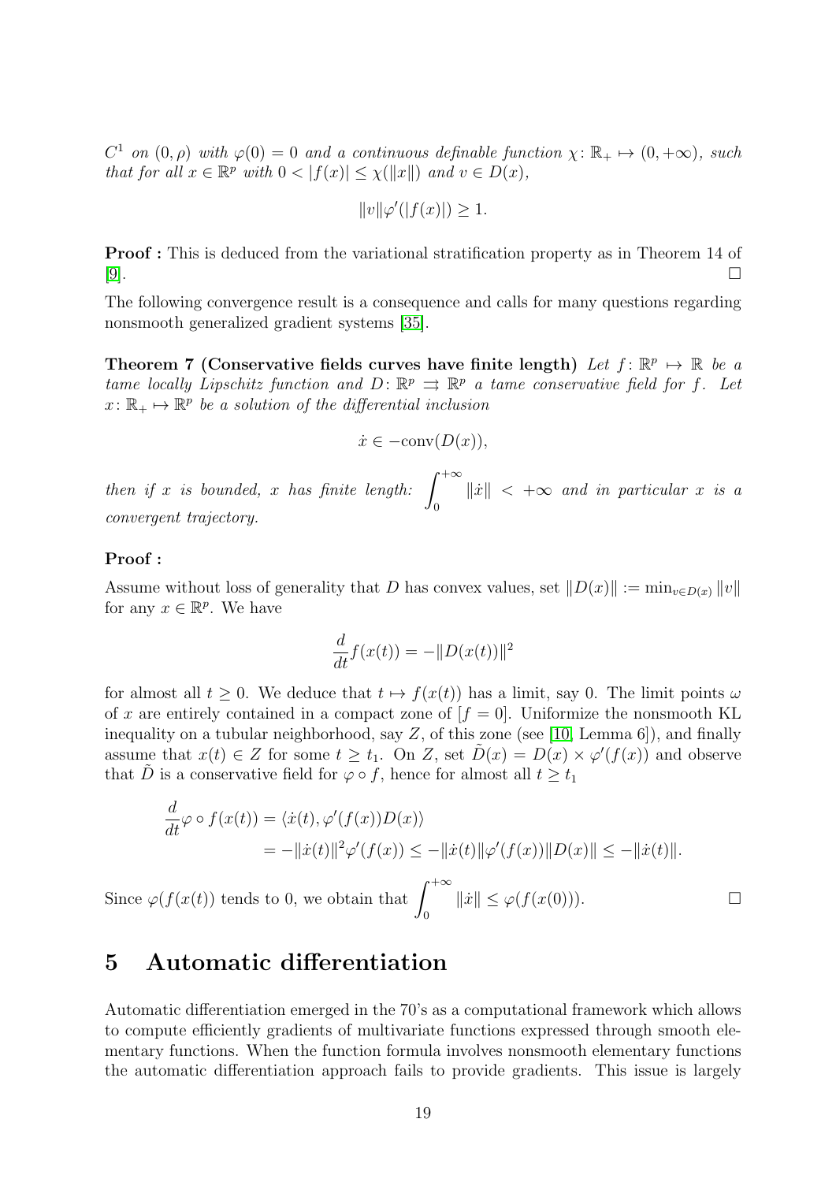*$C^1$ on $(0, \rho)$ with $\varphi(0) = 0$ and a continuous definable function $\chi\colon \mathbb{R}_+ \mapsto (0, +\infty)$, such that for all $x \in \mathbb{R}^p$ with $0 < |f(x)| \leq \chi(\|x\|)$ and $v \in D(x)$,*

$$\|v\|\varphi'(|f(x)|) \geq 1.$$

**Proof :** This is deduced from the variational stratification property as in Theorem 14 of [9]. $\square$

The following convergence result is a consequence and calls for many questions regarding nonsmooth generalized gradient systems [35].

**Theorem 7 (Conservative fields curves have finite length)** *Let $f\colon \mathbb{R}^p \mapsto \mathbb{R}$ be a tame locally Lipschitz function and $D\colon \mathbb{R}^p \rightrightarrows \mathbb{R}^p$ a tame conservative field for $f$. Let $x\colon \mathbb{R}_+ \mapsto \mathbb{R}^p$ be a solution of the differential inclusion*

$$\dot{x} \in -\mathrm{conv}(D(x)),$$

*then if $x$ is bounded, $x$ has finite length: $\displaystyle\int_0^{+\infty} \|\dot{x}\| < +\infty$ and in particular $x$ is a convergent trajectory.*

**Proof :**

Assume without loss of generality that $D$ has convex values, set $\|D(x)\| := \min_{v \in D(x)} \|v\|$ for any $x \in \mathbb{R}^p$. We have

$$\frac{d}{dt} f(x(t)) = -\|D(x(t))\|^2$$

for almost all $t \geq 0$. We deduce that $t \mapsto f(x(t))$ has a limit, say 0. The limit points $\omega$ of $x$ are entirely contained in a compact zone of $[f = 0]$. Uniformize the nonsmooth KL inequality on a tubular neighborhood, say $Z$, of this zone (see [10, Lemma 6]), and finally assume that $x(t) \in Z$ for some $t \geq t_1$. On $Z$, set $\tilde{D}(x) = D(x) \times \varphi'(f(x))$ and observe that $\tilde{D}$ is a conservative field for $\varphi \circ f$, hence for almost all $t \geq t_1$

$$\begin{aligned}
\frac{d}{dt} \varphi \circ f(x(t)) &= \langle \dot{x}(t), \varphi'(f(x)) D(x) \rangle \\
&= -\|\dot{x}(t)\|^2 \varphi'(f(x)) \leq -\|\dot{x}(t)\| \varphi'(f(x)) \|D(x)\| \leq -\|\dot{x}(t)\|.
\end{aligned}$$

Since $\varphi(f(x(t))$ tends to 0, we obtain that $\displaystyle\int_0^{+\infty} \|\dot{x}\| \leq \varphi(f(x(0)))$. $\square$

## 5 Automatic differentiation

Automatic differentiation emerged in the 70's as a computational framework which allows to compute efficiently gradients of multivariate functions expressed through smooth elementary functions. When the function formula involves nonsmooth elementary functions the automatic differentiation approach fails to provide gradients. This issue is largely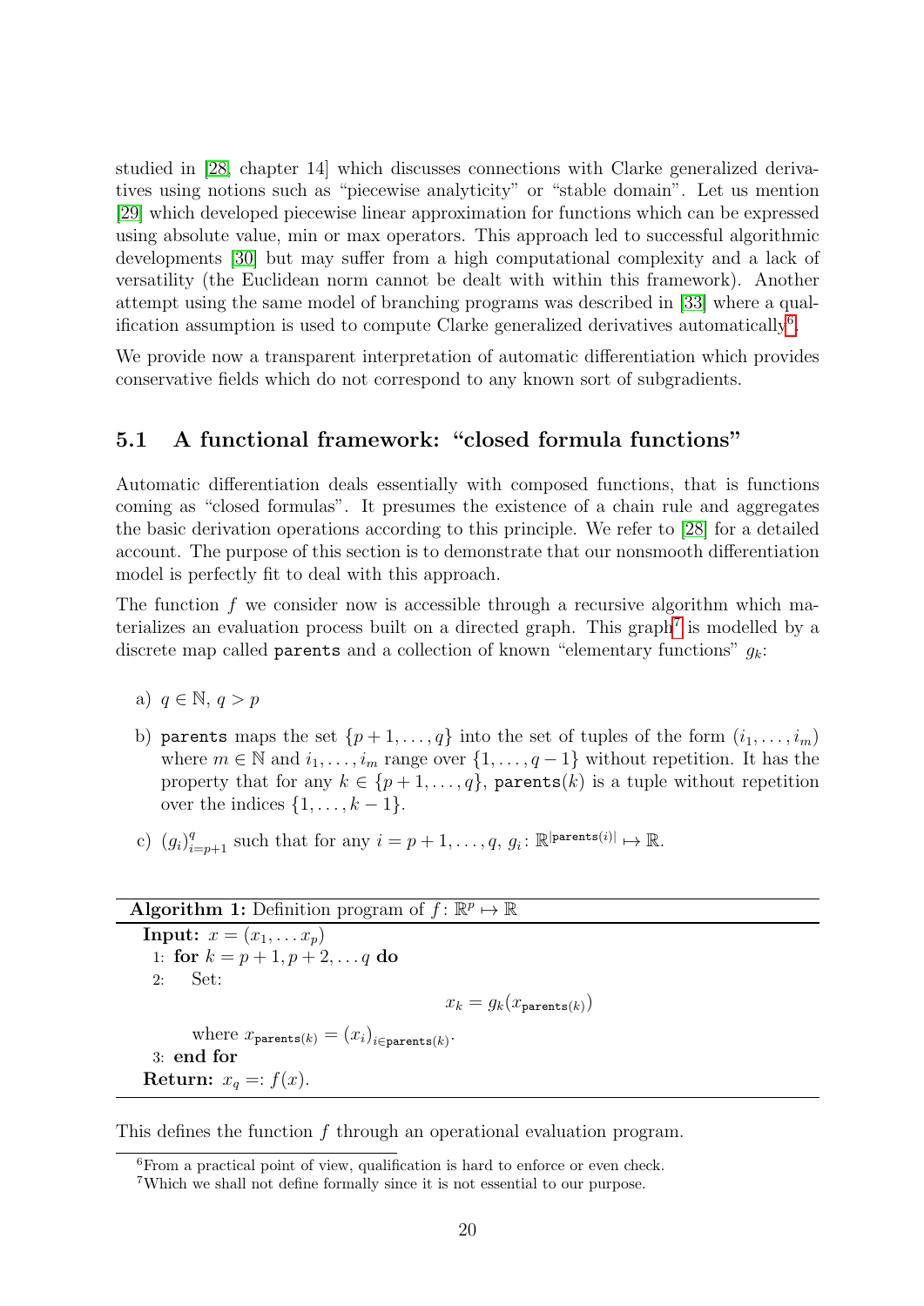studied in [28, chapter 14] which discusses connections with Clarke generalized derivatives using notions such as "piecewise analyticity" or "stable domain". Let us mention [29] which developed piecewise linear approximation for functions which can be expressed using absolute value, min or max operators. This approach led to successful algorithmic developments [30] but may suffer from a high computational complexity and a lack of versatility (the Euclidean norm cannot be dealt with within this framework). Another attempt using the same model of branching programs was described in [33] where a qualification assumption is used to compute Clarke generalized derivatives automatically[6].

We provide now a transparent interpretation of automatic differentiation which provides conservative fields which do not correspond to any known sort of subgradients.

### 5.1 A functional framework: "closed formula functions"

Automatic differentiation deals essentially with composed functions, that is functions coming as "closed formulas". It presumes the existence of a chain rule and aggregates the basic derivation operations according to this principle. We refer to [28] for a detailed account. The purpose of this section is to demonstrate that our nonsmooth differentiation model is perfectly fit to deal with this approach.

The function $f$ we consider now is accessible through a recursive algorithm which materializes an evaluation process built on a directed graph. This graph[7] is modelled by a discrete map called `parents` and a collection of known "elementary functions" $g_k$:

a) $q \in \mathbb{N}$, $q > p$

b) `parents` maps the set $\{p+1, \ldots, q\}$ into the set of tuples of the form $(i_1, \ldots, i_m)$ where $m \in \mathbb{N}$ and $i_1, \ldots, i_m$ range over $\{1, \ldots, q-1\}$ without repetition. It has the property that for any $k \in \{p+1, \ldots, q\}$, $\texttt{parents}(k)$ is a tuple without repetition over the indices $\{1, \ldots, k-1\}$.

c) $(g_i)_{i=p+1}^{q}$ such that for any $i = p+1, \ldots, q$, $g_i \colon \mathbb{R}^{|\texttt{parents}(i)|} \mapsto \mathbb{R}$.

---

**Algorithm 1:** Definition program of $f \colon \mathbb{R}^p \mapsto \mathbb{R}$

---

**Input:** $x = (x_1, \ldots x_p)$

1: **for** $k = p+1, p+2, \ldots q$ **do**

2: &nbsp;&nbsp;&nbsp;&nbsp;Set:

$$x_k = g_k(x_{\texttt{parents}(k)})$$

&nbsp;&nbsp;&nbsp;&nbsp;where $x_{\texttt{parents}(k)} = (x_i)_{i \in \texttt{parents}(k)}$.

3: **end for**

**Return:** $x_q =: f(x)$.

---

This defines the function $f$ through an operational evaluation program.

---

[6] From a practical point of view, qualification is hard to enforce or even check.

[7] Which we shall not define formally since it is not essential to our purpose.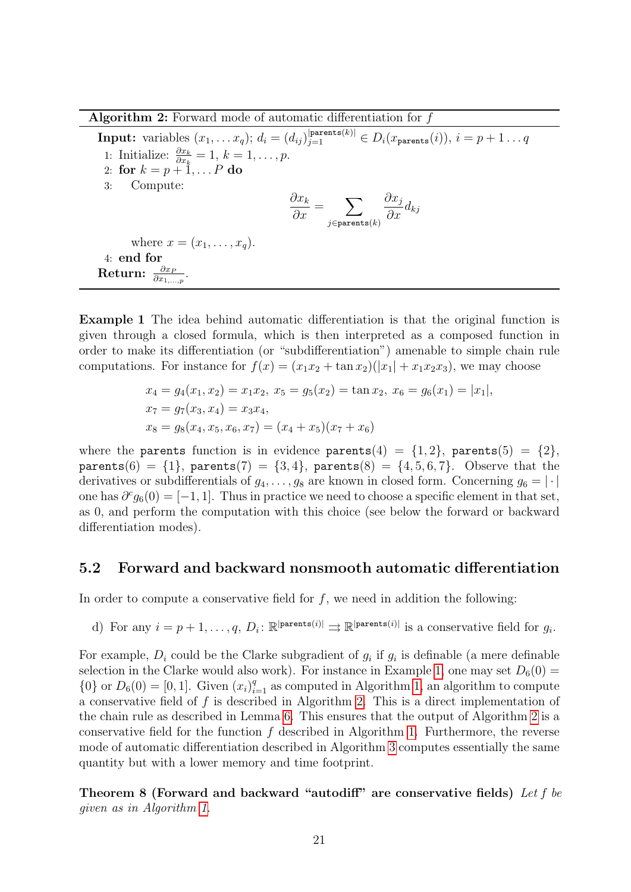**Algorithm 2:** Forward mode of automatic differentiation for $f$

**Input:** variables $(x_1, \ldots x_q)$; $d_i = (d_{ij})_{j=1}^{|\texttt{parents}(k)|} \in D_i(x_{\texttt{parents}}(i))$, $i = p+1 \ldots q$

1: Initialize: $\frac{\partial x_k}{\partial x_k} = 1$, $k = 1, \ldots, p$.

2: **for** $k = p+1, \ldots P$ **do**

3: Compute:

$$\frac{\partial x_k}{\partial x} = \sum_{j \in \texttt{parents}(k)} \frac{\partial x_j}{\partial x} d_{kj}$$

where $x = (x_1, \ldots, x_q)$.

4: **end for**

**Return:** $\frac{\partial x_P}{\partial x_{1,\ldots,p}}$.

**Example 1** The idea behind automatic differentiation is that the original function is given through a closed formula, which is then interpreted as a composed function in order to make its differentiation (or "subdifferentiation") amenable to simple chain rule computations. For instance for $f(x) = (x_1 x_2 + \tan x_2)(|x_1| + x_1 x_2 x_3)$, we may choose

$$\begin{aligned}
&x_4 = g_4(x_1, x_2) = x_1 x_2,\ x_5 = g_5(x_2) = \tan x_2,\ x_6 = g_6(x_1) = |x_1|, \\
&x_7 = g_7(x_3, x_4) = x_3 x_4, \\
&x_8 = g_8(x_4, x_5, x_6, x_7) = (x_4 + x_5)(x_7 + x_6)
\end{aligned}$$

where the `parents` function is in evidence $\texttt{parents}(4) = \{1, 2\}$, $\texttt{parents}(5) = \{2\}$, $\texttt{parents}(6) = \{1\}$, $\texttt{parents}(7) = \{3, 4\}$, $\texttt{parents}(8) = \{4, 5, 6, 7\}$. Observe that the derivatives or subdifferentials of $g_4, \ldots, g_8$ are known in closed form. Concerning $g_6 = |\cdot|$ one has $\partial^c g_6(0) = [-1, 1]$. Thus in practice we need to choose a specific element in that set, as 0, and perform the computation with this choice (see below the forward or backward differentiation modes).

## 5.2 Forward and backward nonsmooth automatic differentiation

In order to compute a conservative field for $f$, we need in addition the following:

d) For any $i = p+1, \ldots, q$, $D_i \colon \mathbb{R}^{|\texttt{parents}(i)|} \rightrightarrows \mathbb{R}^{|\texttt{parents}(i)|}$ is a conservative field for $g_i$.

For example, $D_i$ could be the Clarke subgradient of $g_i$ if $g_i$ is definable (a mere definable selection in the Clarke would also work). For instance in Example 1, one may set $D_6(0) = \{0\}$ or $D_6(0) = [0, 1]$. Given $(x_i)_{i=1}^q$ as computed in Algorithm 1, an algorithm to compute a conservative field of $f$ is described in Algorithm 2. This is a direct implementation of the chain rule as described in Lemma 6. This ensures that the output of Algorithm 2 is a conservative field for the function $f$ described in Algorithm 1. Furthermore, the reverse mode of automatic differentiation described in Algorithm 3 computes essentially the same quantity but with a lower memory and time footprint.

**Theorem 8 (Forward and backward "autodiff" are conservative fields)** *Let $f$ be given as in Algorithm 1.*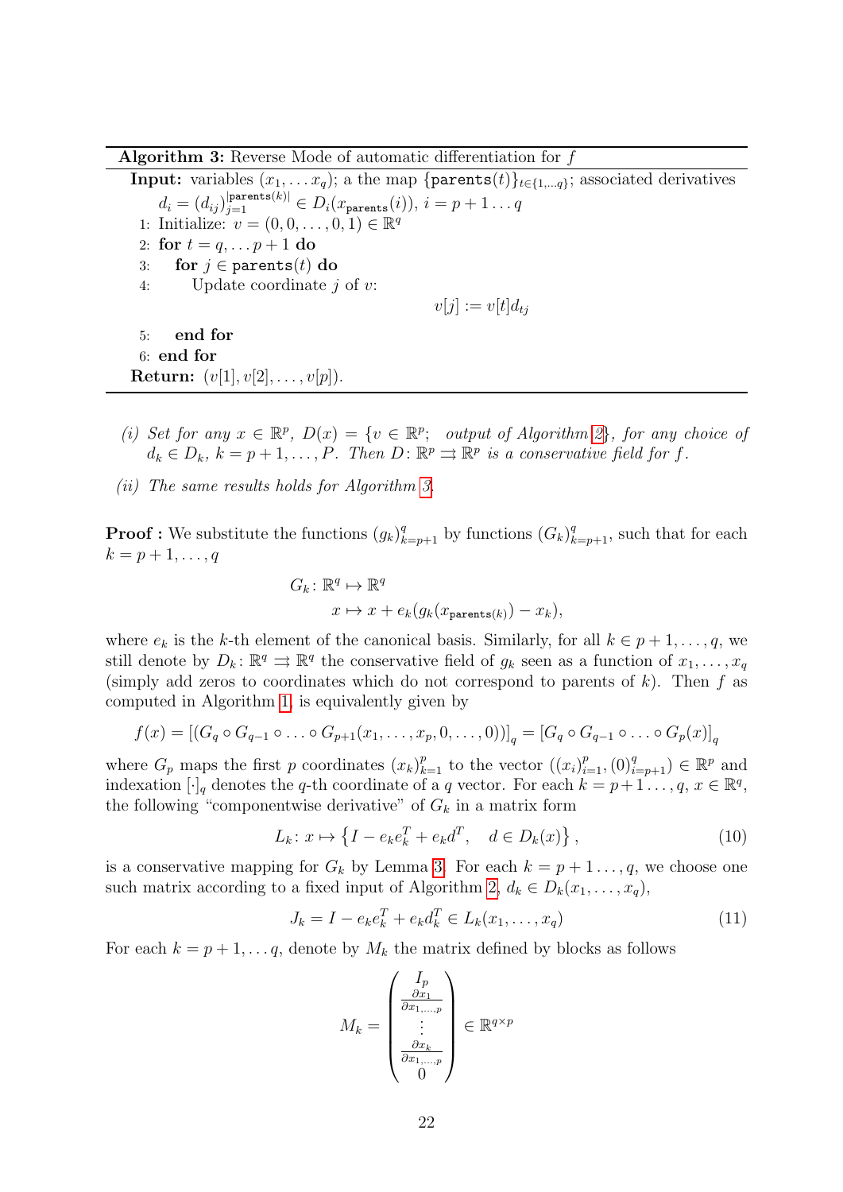**Algorithm 3:** Reverse Mode of automatic differentiation for $f$

**Input:** variables $(x_1, \dots x_q)$; a the map $\{\texttt{parents}(t)\}_{t \in \{1,\dots q\}}$; associated derivatives $d_i = (d_{ij})_{j=1}^{|\texttt{parents}(k)|} \in D_i(x_{\texttt{parents}}(i))$, $i = p+1 \dots q$

```
1: Initialize: v = (0, 0, ..., 0, 1) ∈ R^q
2: for t = q, ... p+1 do
3:    for j ∈ parents(t) do
4:       Update coordinate j of v:
                      v[j] := v[t] d_tj
5:    end for
6: end for
Return: (v[1], v[2], ..., v[p]).
```

*(i) Set for any $x \in \mathbb{R}^p$, $D(x) = \{v \in \mathbb{R}^p;$ output of Algorithm 2$\}$, for any choice of $d_k \in D_k$, $k = p+1, \dots, P$. Then $D \colon \mathbb{R}^p \rightrightarrows \mathbb{R}^p$ is a conservative field for $f$.*

*(ii) The same results holds for Algorithm 3.*

**Proof :** We substitute the functions $(g_k)_{k=p+1}^q$ by functions $(G_k)_{k=p+1}^q$, such that for each $k = p+1, \dots, q$

$$
\begin{aligned}
G_k \colon \mathbb{R}^q &\mapsto \mathbb{R}^q \\
x &\mapsto x + e_k(g_k(x_{\texttt{parents}(k)}) - x_k),
\end{aligned}
$$

where $e_k$ is the $k$-th element of the canonical basis. Similarly, for all $k \in p+1, \dots, q$, we still denote by $D_k \colon \mathbb{R}^q \rightrightarrows \mathbb{R}^q$ the conservative field of $g_k$ seen as a function of $x_1, \dots, x_q$ (simply add zeros to coordinates which do not correspond to parents of $k$). Then $f$ as computed in Algorithm 1, is equivalently given by

$$
f(x) = \left[(G_q \circ G_{q-1} \circ \dots \circ G_{p+1}(x_1, \dots, x_p, 0, \dots, 0))\right]_q = \left[G_q \circ G_{q-1} \circ \dots \circ G_p(x)\right]_q
$$

where $G_p$ maps the first $p$ coordinates $(x_k)_{k=1}^p$ to the vector $((x_i)_{i=1}^p, (0)_{i=p+1}^q) \in \mathbb{R}^p$ and indexation $[\cdot]_q$ denotes the $q$-th coordinate of a $q$ vector. For each $k = p+1 \dots, q$, $x \in \mathbb{R}^q$, the following "componentwise derivative" of $G_k$ in a matrix form

$$
L_k \colon x \mapsto \left\{ I - e_k e_k^T + e_k d^T, \quad d \in D_k(x) \right\}, \tag{10}
$$

is a conservative mapping for $G_k$ by Lemma 3. For each $k = p+1 \dots, q$, we choose one such matrix according to a fixed input of Algorithm 2, $d_k \in D_k(x_1, \dots, x_q)$,

$$
J_k = I - e_k e_k^T + e_k d_k^T \in L_k(x_1, \dots, x_q) \tag{11}
$$

For each $k = p+1, \dots q$, denote by $M_k$ the matrix defined by blocks as follows

$$
M_k = \begin{pmatrix} I_p \\ \frac{\partial x_1}{\partial x_{1,\dots,p}} \\ \vdots \\ \frac{\partial x_k}{\partial x_{1,\dots,p}} \\ 0 \end{pmatrix} \in \mathbb{R}^{q \times p}
$$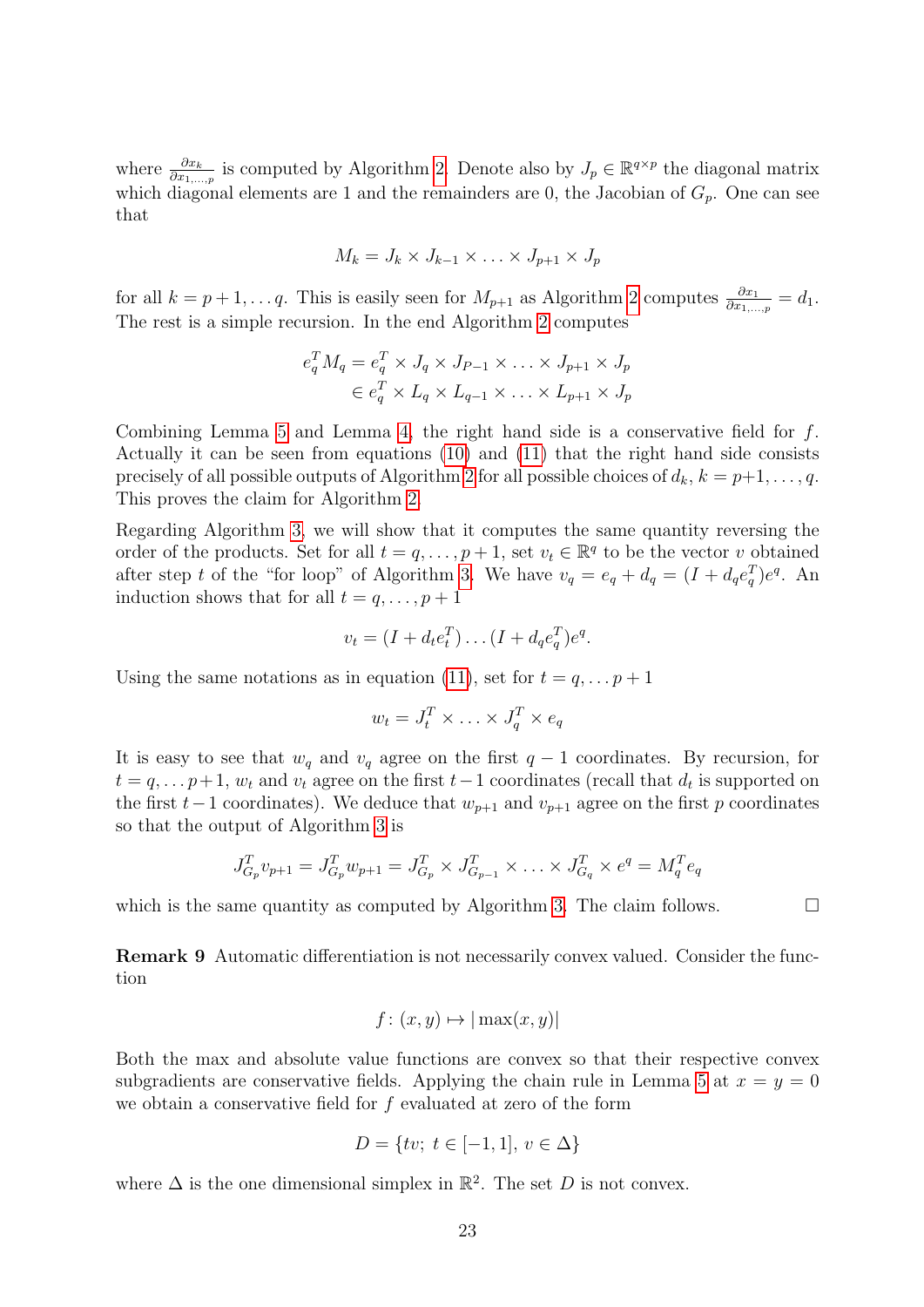where $\frac{\partial x_k}{\partial x_{1,\ldots,p}}$ is computed by Algorithm 2. Denote also by $J_p \in \mathbb{R}^{q \times p}$ the diagonal matrix which diagonal elements are 1 and the remainders are 0, the Jacobian of $G_p$. One can see that

$$M_k = J_k \times J_{k-1} \times \ldots \times J_{p+1} \times J_p$$

for all $k = p+1, \ldots q$. This is easily seen for $M_{p+1}$ as Algorithm 2 computes $\frac{\partial x_1}{\partial x_{1,\ldots,p}} = d_1$. The rest is a simple recursion. In the end Algorithm 2 computes

$$\begin{aligned} e_q^T M_q &= e_q^T \times J_q \times J_{P-1} \times \ldots \times J_{p+1} \times J_p \\ &\in e_q^T \times L_q \times L_{q-1} \times \ldots \times L_{p+1} \times J_p \end{aligned}$$

Combining Lemma 5 and Lemma 4, the right hand side is a conservative field for $f$. Actually it can be seen from equations (10) and (11) that the right hand side consists precisely of all possible outputs of Algorithm 2 for all possible choices of $d_k$, $k = p+1, \ldots, q$. This proves the claim for Algorithm 2.

Regarding Algorithm 3, we will show that it computes the same quantity reversing the order of the products. Set for all $t = q, \ldots, p+1$, set $v_t \in \mathbb{R}^q$ to be the vector $v$ obtained after step $t$ of the "for loop" of Algorithm 3. We have $v_q = e_q + d_q = (I + d_q e_q^T) e^q$. An induction shows that for all $t = q, \ldots, p+1$

$$v_t = (I + d_t e_t^T) \ldots (I + d_q e_q^T) e^q.$$

Using the same notations as in equation (11), set for $t = q, \ldots p+1$

$$w_t = J_t^T \times \ldots \times J_q^T \times e_q$$

It is easy to see that $w_q$ and $v_q$ agree on the first $q-1$ coordinates. By recursion, for $t = q, \ldots p+1$, $w_t$ and $v_t$ agree on the first $t-1$ coordinates (recall that $d_t$ is supported on the first $t-1$ coordinates). We deduce that $w_{p+1}$ and $v_{p+1}$ agree on the first $p$ coordinates so that the output of Algorithm 3 is

$$J_{G_p}^T v_{p+1} = J_{G_p}^T w_{p+1} = J_{G_p}^T \times J_{G_{p-1}}^T \times \ldots \times J_{G_q}^T \times e^q = M_q^T e_q$$

which is the same quantity as computed by Algorithm 3. The claim follows. $\square$

**Remark 9** Automatic differentiation is not necessarily convex valued. Consider the function

$$f \colon (x, y) \mapsto |\max(x, y)|$$

Both the max and absolute value functions are convex so that their respective convex subgradients are conservative fields. Applying the chain rule in Lemma 5 at $x = y = 0$ we obtain a conservative field for $f$ evaluated at zero of the form

$$D = \{tv;\ t \in [-1, 1],\ v \in \Delta\}$$

where $\Delta$ is the one dimensional simplex in $\mathbb{R}^2$. The set $D$ is not convex.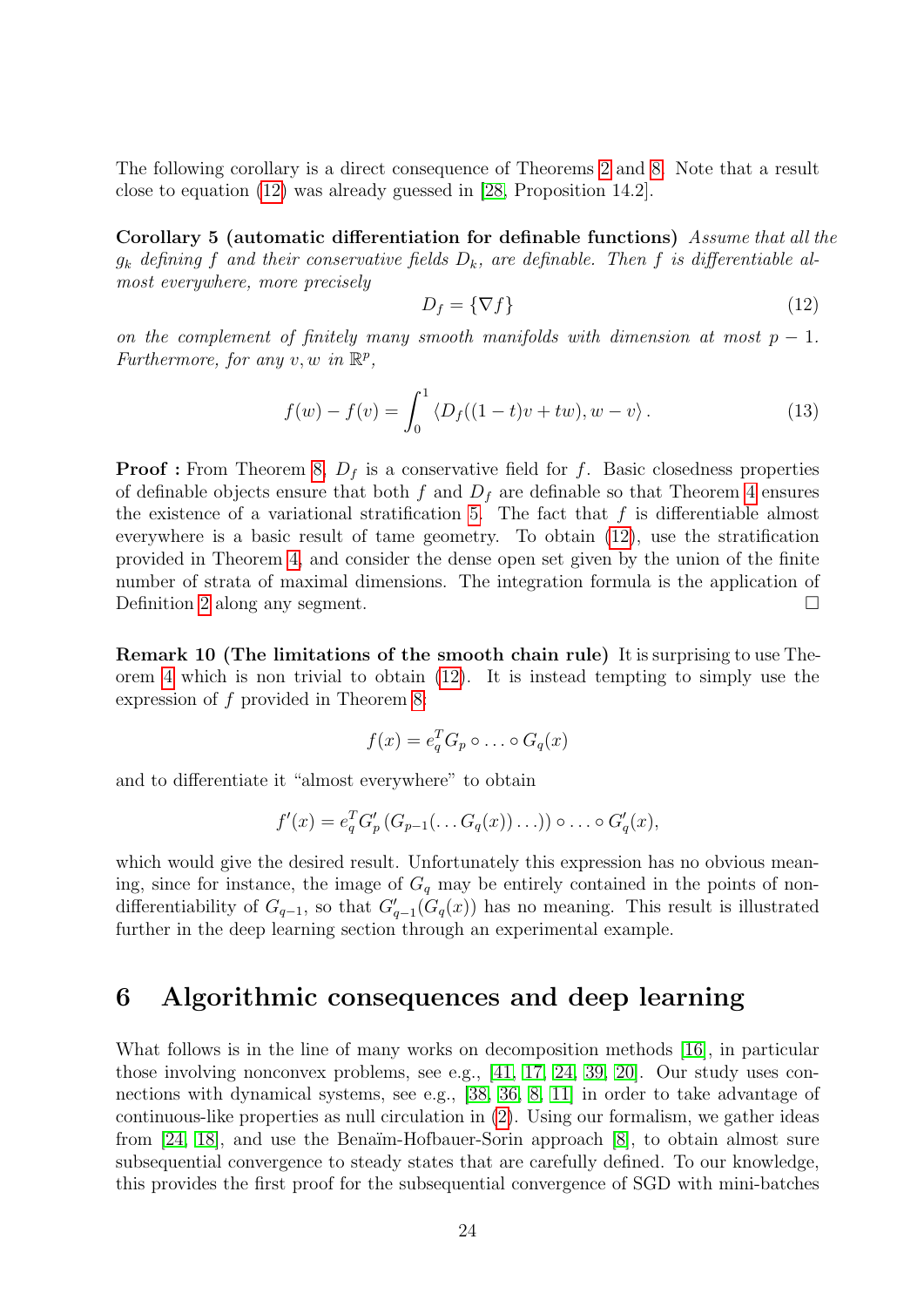The following corollary is a direct consequence of Theorems 2 and 8. Note that a result close to equation (12) was already guessed in [28, Proposition 14.2].

**Corollary 5 (automatic differentiation for definable functions)** *Assume that all the $g_k$ defining $f$ and their conservative fields $D_k$, are definable. Then $f$ is differentiable almost everywhere, more precisely*

$$D_f = \{\nabla f\} \tag{12}$$

*on the complement of finitely many smooth manifolds with dimension at most $p-1$. Furthermore, for any $v, w$ in $\mathbb{R}^p$,*

$$f(w) - f(v) = \int_0^1 \langle D_f((1-t)v + tw), w - v\rangle\,. \tag{13}$$

**Proof :** From Theorem 8, $D_f$ is a conservative field for $f$. Basic closedness properties of definable objects ensure that both $f$ and $D_f$ are definable so that Theorem 4 ensures the existence of a variational stratification 5. The fact that $f$ is differentiable almost everywhere is a basic result of tame geometry. To obtain (12), use the stratification provided in Theorem 4, and consider the dense open set given by the union of the finite number of strata of maximal dimensions. The integration formula is the application of Definition 2 along any segment. □

**Remark 10 (The limitations of the smooth chain rule)** It is surprising to use Theorem 4 which is non trivial to obtain (12). It is instead tempting to simply use the expression of $f$ provided in Theorem 8:

$$f(x) = e_q^T G_p \circ \ldots \circ G_q(x)$$

and to differentiate it "almost everywhere" to obtain

$$f'(x) = e_q^T G_p' \left(G_{p-1}(\ldots G_q(x))\ldots)\right) \circ \ldots \circ G_q'(x),$$

which would give the desired result. Unfortunately this expression has no obvious meaning, since for instance, the image of $G_q$ may be entirely contained in the points of non-differentiability of $G_{q-1}$, so that $G_{q-1}'(G_q(x))$ has no meaning. This result is illustrated further in the deep learning section through an experimental example.

# 6 Algorithmic consequences and deep learning

What follows is in the line of many works on decomposition methods [16], in particular those involving nonconvex problems, see e.g., [41, 17, 24, 39, 20]. Our study uses connections with dynamical systems, see e.g., [38, 36, 8, 11] in order to take advantage of continuous-like properties as null circulation in (2). Using our formalism, we gather ideas from [24, 18], and use the Benaïm-Hofbauer-Sorin approach [8], to obtain almost sure subsequential convergence to steady states that are carefully defined. To our knowledge, this provides the first proof for the subsequential convergence of SGD with mini-batches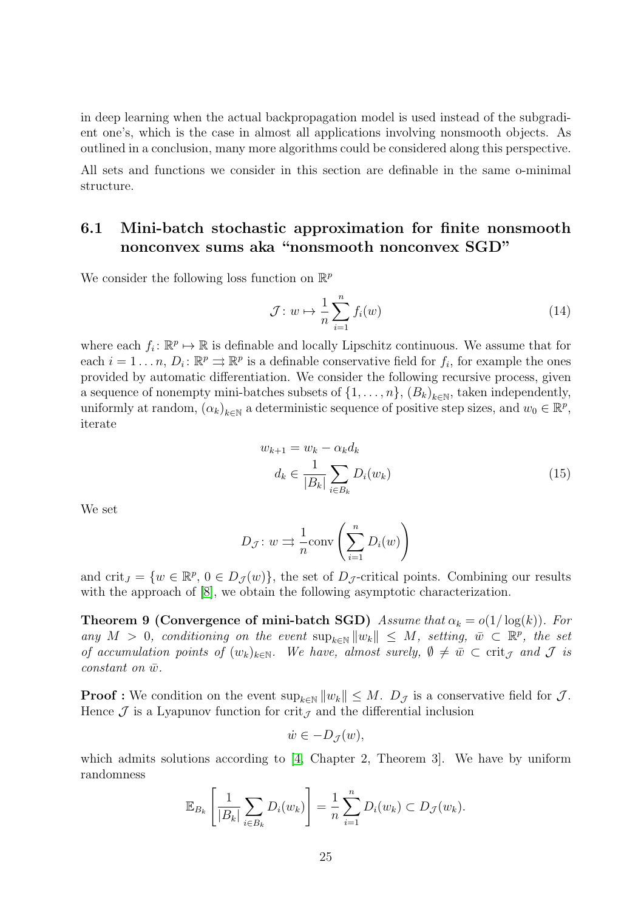in deep learning when the actual backpropagation model is used instead of the subgradient one's, which is the case in almost all applications involving nonsmooth objects. As outlined in a conclusion, many more algorithms could be considered along this perspective.

All sets and functions we consider in this section are definable in the same o-minimal structure.

## 6.1 Mini-batch stochastic approximation for finite nonsmooth nonconvex sums aka "nonsmooth nonconvex SGD"

We consider the following loss function on $\mathbb{R}^p$

$$\mathcal{J} \colon w \mapsto \frac{1}{n}\sum_{i=1}^{n} f_i(w) \tag{14}$$

where each $f_i \colon \mathbb{R}^p \mapsto \mathbb{R}$ is definable and locally Lipschitz continuous. We assume that for each $i = 1 \dots n$, $D_i \colon \mathbb{R}^p \rightrightarrows \mathbb{R}^p$ is a definable conservative field for $f_i$, for example the ones provided by automatic differentiation. We consider the following recursive process, given a sequence of nonempty mini-batches subsets of $\{1, \dots, n\}$, $(B_k)_{k\in\mathbb{N}}$, taken independently, uniformly at random, $(\alpha_k)_{k\in\mathbb{N}}$ a deterministic sequence of positive step sizes, and $w_0 \in \mathbb{R}^p$, iterate

$$\begin{aligned} w_{k+1} &= w_k - \alpha_k d_k \\ d_k &\in \frac{1}{|B_k|}\sum_{i\in B_k} D_i(w_k) \end{aligned} \tag{15}$$

We set

$$D_{\mathcal{J}} \colon w \rightrightarrows \frac{1}{n}\mathrm{conv}\left(\sum_{i=1}^{n} D_i(w)\right)$$

and $\mathrm{crit}_J = \{w \in \mathbb{R}^p,\, 0 \in D_{\mathcal{J}}(w)\}$, the set of $D_{\mathcal{J}}$-critical points. Combining our results with the approach of [8], we obtain the following asymptotic characterization.

**Theorem 9 (Convergence of mini-batch SGD)** *Assume that $\alpha_k = o(1/\log(k))$. For any $M > 0$, conditioning on the event $\sup_{k\in\mathbb{N}} \|w_k\| \leq M$, setting, $\bar{w} \subset \mathbb{R}^p$, the set of accumulation points of $(w_k)_{k\in\mathbb{N}}$. We have, almost surely, $\emptyset \neq \bar{w} \subset \mathrm{crit}_{\mathcal{J}}$ and $\mathcal{J}$ is constant on $\bar{w}$.*

**Proof :** We condition on the event $\sup_{k\in\mathbb{N}} \|w_k\| \leq M$. $D_{\mathcal{J}}$ is a conservative field for $\mathcal{J}$. Hence $\mathcal{J}$ is a Lyapunov function for $\mathrm{crit}_{\mathcal{J}}$ and the differential inclusion

$$\dot{w} \in -D_{\mathcal{J}}(w),$$

which admits solutions according to [4, Chapter 2, Theorem 3]. We have by uniform randomness

$$\mathbb{E}_{B_k}\left[\frac{1}{|B_k|}\sum_{i\in B_k} D_i(w_k)\right] = \frac{1}{n}\sum_{i=1}^{n} D_i(w_k) \subset D_{\mathcal{J}}(w_k).$$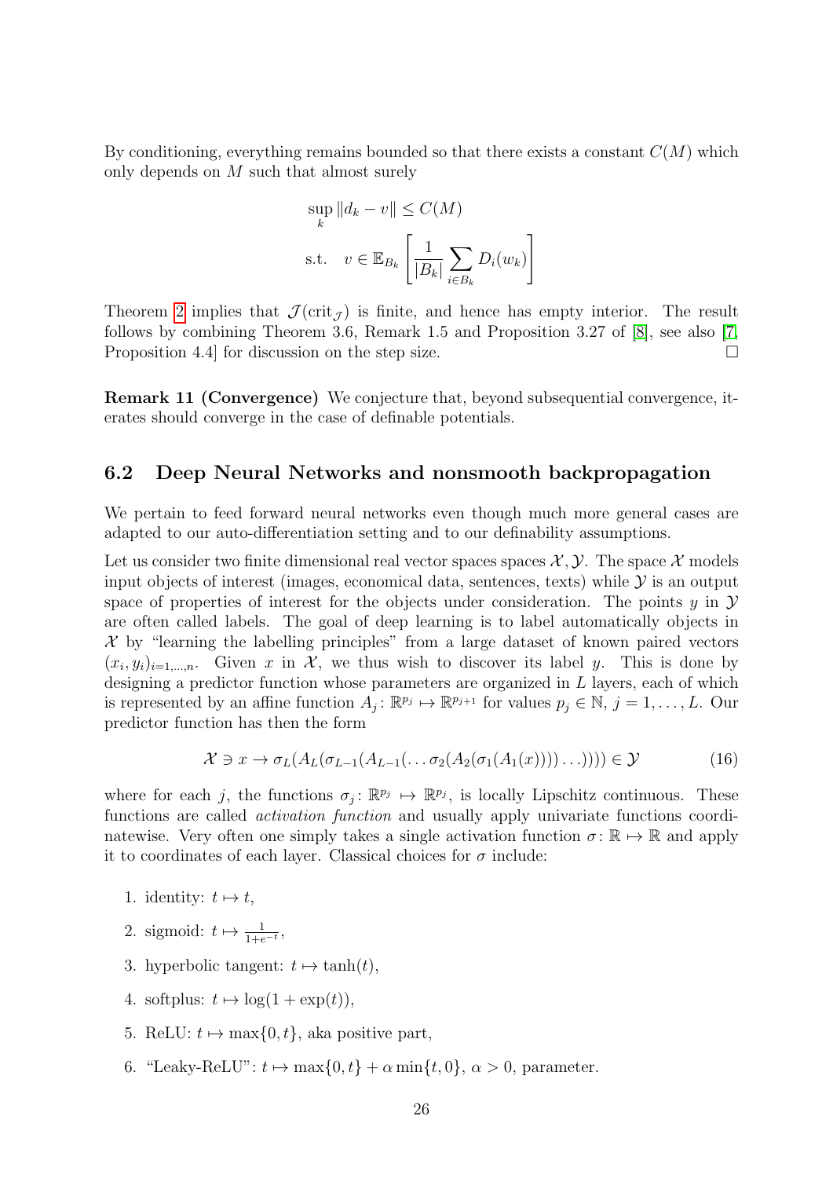By conditioning, everything remains bounded so that there exists a constant $C(M)$ which only depends on $M$ such that almost surely

$$\sup_k \|d_k - v\| \leq C(M)$$
$$\text{s.t.} \quad v \in \mathbb{E}_{B_k}\left[\frac{1}{|B_k|}\sum_{i \in B_k} D_i(w_k)\right]$$

Theorem 2 implies that $\mathcal{J}(\mathrm{crit}_{\mathcal{J}})$ is finite, and hence has empty interior. The result follows by combining Theorem 3.6, Remark 1.5 and Proposition 3.27 of [8], see also [7, Proposition 4.4] for discussion on the step size. $\square$

**Remark 11 (Convergence)** We conjecture that, beyond subsequential convergence, iterates should converge in the case of definable potentials.

## 6.2 Deep Neural Networks and nonsmooth backpropagation

We pertain to feed forward neural networks even though much more general cases are adapted to our auto-differentiation setting and to our definability assumptions.

Let us consider two finite dimensional real vector spaces spaces $\mathcal{X}, \mathcal{Y}$. The space $\mathcal{X}$ models input objects of interest (images, economical data, sentences, texts) while $\mathcal{Y}$ is an output space of properties of interest for the objects under consideration. The points $y$ in $\mathcal{Y}$ are often called labels. The goal of deep learning is to label automatically objects in $\mathcal{X}$ by "learning the labelling principles" from a large dataset of known paired vectors $(x_i, y_i)_{i=1,\ldots,n}$. Given $x$ in $\mathcal{X}$, we thus wish to discover its label $y$. This is done by designing a predictor function whose parameters are organized in $L$ layers, each of which is represented by an affine function $A_j \colon \mathbb{R}^{p_j} \mapsto \mathbb{R}^{p_{j+1}}$ for values $p_j \in \mathbb{N}$, $j = 1, \ldots, L$. Our predictor function has then the form

$$\mathcal{X} \ni x \to \sigma_L(A_L(\sigma_{L-1}(A_{L-1}(\ldots \sigma_2(A_2(\sigma_1(A_1(x)))) \ldots)))) \in \mathcal{Y} \tag{16}$$

where for each $j$, the functions $\sigma_j \colon \mathbb{R}^{p_j} \mapsto \mathbb{R}^{p_j}$, is locally Lipschitz continuous. These functions are called *activation function* and usually apply univariate functions coordinatewise. Very often one simply takes a single activation function $\sigma \colon \mathbb{R} \mapsto \mathbb{R}$ and apply it to coordinates of each layer. Classical choices for $\sigma$ include:

1. identity: $t \mapsto t$,
2. sigmoid: $t \mapsto \frac{1}{1+e^{-t}}$,
3. hyperbolic tangent: $t \mapsto \tanh(t)$,
4. softplus: $t \mapsto \log(1 + \exp(t))$,
5. ReLU: $t \mapsto \max\{0, t\}$, aka positive part,
6. "Leaky-ReLU": $t \mapsto \max\{0, t\} + \alpha \min\{t, 0\}$, $\alpha > 0$, parameter.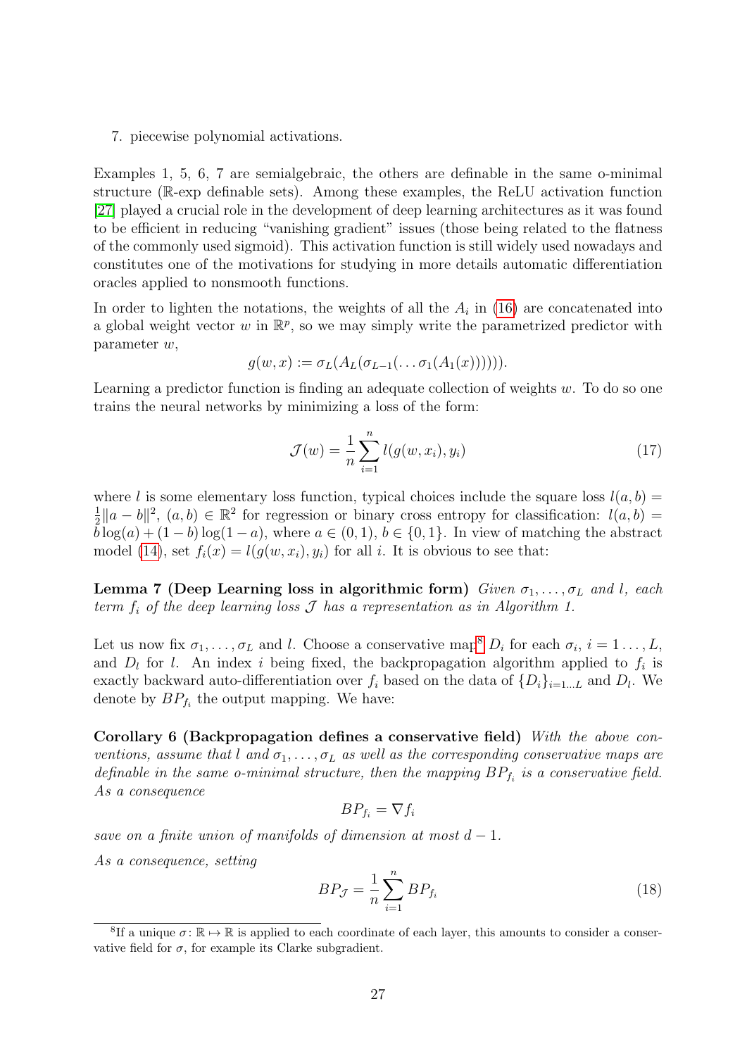7. piecewise polynomial activations.

Examples 1, 5, 6, 7 are semialgebraic, the others are definable in the same o-minimal structure ($\mathbb{R}$-exp definable sets). Among these examples, the ReLU activation function [27] played a crucial role in the development of deep learning architectures as it was found to be efficient in reducing "vanishing gradient" issues (those being related to the flatness of the commonly used sigmoid). This activation function is still widely used nowadays and constitutes one of the motivations for studying in more details automatic differentiation oracles applied to nonsmooth functions.

In order to lighten the notations, the weights of all the $A_i$ in (16) are concatenated into a global weight vector $w$ in $\mathbb{R}^p$, so we may simply write the parametrized predictor with parameter $w$,

$$g(w, x) := \sigma_L(A_L(\sigma_{L-1}(\ldots \sigma_1(A_1(x)))))).$$

Learning a predictor function is finding an adequate collection of weights $w$. To do so one trains the neural networks by minimizing a loss of the form:

$$\mathcal{J}(w) = \frac{1}{n}\sum_{i=1}^{n} l(g(w, x_i), y_i) \tag{17}$$

where $l$ is some elementary loss function, typical choices include the square loss $l(a, b) = \frac{1}{2}\|a - b\|^2$, $(a, b) \in \mathbb{R}^2$ for regression or binary cross entropy for classification: $l(a, b) = b\log(a) + (1 - b)\log(1 - a)$, where $a \in (0, 1)$, $b \in \{0, 1\}$. In view of matching the abstract model (14), set $f_i(x) = l(g(w, x_i), y_i)$ for all $i$. It is obvious to see that:

**Lemma 7 (Deep Learning loss in algorithmic form)** *Given $\sigma_1, \ldots, \sigma_L$ and $l$, each term $f_i$ of the deep learning loss $\mathcal{J}$ has a representation as in Algorithm 1.*

Let us now fix $\sigma_1, \ldots, \sigma_L$ and $l$. Choose a conservative map[8] $D_i$ for each $\sigma_i$, $i = 1\ldots, L$, and $D_l$ for $l$. An index $i$ being fixed, the backpropagation algorithm applied to $f_i$ is exactly backward auto-differentiation over $f_i$ based on the data of $\{D_i\}_{i=1\ldots L}$ and $D_l$. We denote by $BP_{f_i}$ the output mapping. We have:

**Corollary 6 (Backpropagation defines a conservative field)** *With the above conventions, assume that $l$ and $\sigma_1, \ldots, \sigma_L$ as well as the corresponding conservative maps are definable in the same o-minimal structure, then the mapping $BP_{f_i}$ is a conservative field. As a consequence*

$$BP_{f_i} = \nabla f_i$$

*save on a finite union of manifolds of dimension at most $d - 1$.*

*As a consequence, setting*

$$BP_{\mathcal{J}} = \frac{1}{n}\sum_{i=1}^{n} BP_{f_i} \tag{18}$$

[8] If a unique $\sigma\colon \mathbb{R} \mapsto \mathbb{R}$ is applied to each coordinate of each layer, this amounts to consider a conservative field for $\sigma$, for example its Clarke subgradient.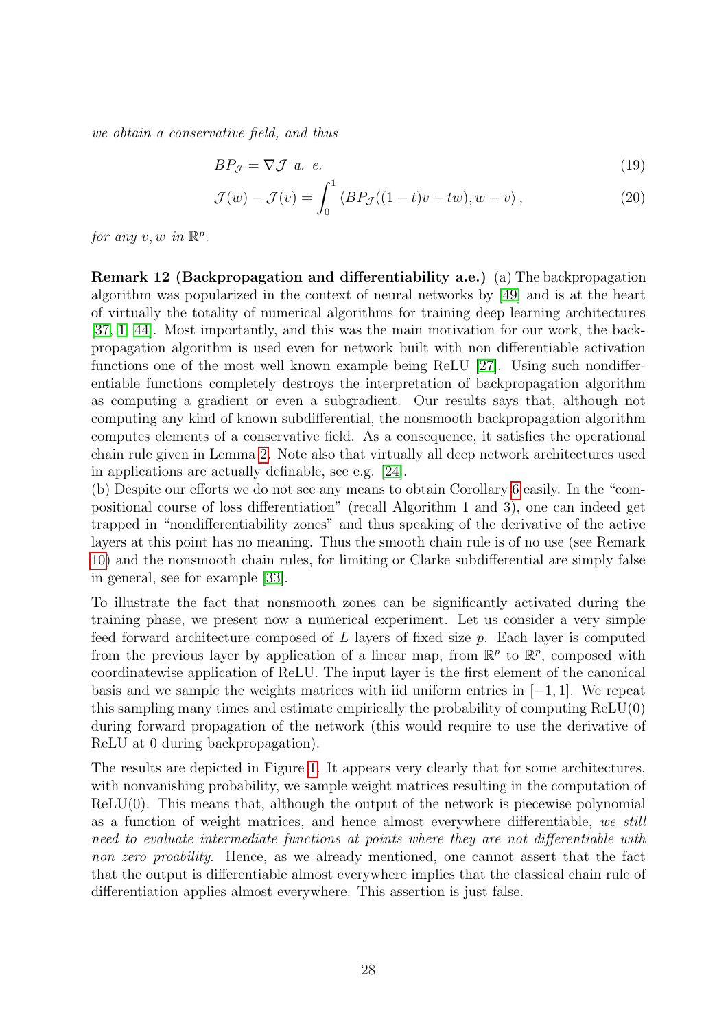*we obtain a conservative field, and thus*

$$BP_{\mathcal{J}} = \nabla \mathcal{J} \ \text{a. e.} \tag{19}$$

$$\mathcal{J}(w) - \mathcal{J}(v) = \int_0^1 \langle BP_{\mathcal{J}}((1-t)v + tw), w - v \rangle, \tag{20}$$

*for any* $v, w$ *in* $\mathbb{R}^p$.

**Remark 12 (Backpropagation and differentiability a.e.)** (a) The backpropagation algorithm was popularized in the context of neural networks by [49] and is at the heart of virtually the totality of numerical algorithms for training deep learning architectures [37, 1, 44]. Most importantly, and this was the main motivation for our work, the backpropagation algorithm is used even for network built with non differentiable activation functions one of the most well known example being ReLU [27]. Using such nondifferentiable functions completely destroys the interpretation of backpropagation algorithm as computing a gradient or even a subgradient. Our results says that, although not computing any kind of known subdifferential, the nonsmooth backpropagation algorithm computes elements of a conservative field. As a consequence, it satisfies the operational chain rule given in Lemma 2. Note also that virtually all deep network architectures used in applications are actually definable, see e.g. [24].
(b) Despite our efforts we do not see any means to obtain Corollary 6 easily. In the "compositional course of loss differentiation" (recall Algorithm 1 and 3), one can indeed get trapped in "nondifferentiability zones" and thus speaking of the derivative of the active layers at this point has no meaning. Thus the smooth chain rule is of no use (see Remark 10) and the nonsmooth chain rules, for limiting or Clarke subdifferential are simply false in general, see for example [33].

To illustrate the fact that nonsmooth zones can be significantly activated during the training phase, we present now a numerical experiment. Let us consider a very simple feed forward architecture composed of $L$ layers of fixed size $p$. Each layer is computed from the previous layer by application of a linear map, from $\mathbb{R}^p$ to $\mathbb{R}^p$, composed with coordinatewise application of ReLU. The input layer is the first element of the canonical basis and we sample the weights matrices with iid uniform entries in $[-1, 1]$. We repeat this sampling many times and estimate empirically the probability of computing $\mathrm{ReLU}(0)$ during forward propagation of the network (this would require to use the derivative of ReLU at 0 during backpropagation).

The results are depicted in Figure 1. It appears very clearly that for some architectures, with nonvanishing probability, we sample weight matrices resulting in the computation of $\mathrm{ReLU}(0)$. This means that, although the output of the network is piecewise polynomial as a function of weight matrices, and hence almost everywhere differentiable, *we still need to evaluate intermediate functions at points where they are not differentiable with non zero proability*. Hence, as we already mentioned, one cannot assert that the fact that the output is differentiable almost everywhere implies that the classical chain rule of differentiation applies almost everywhere. This assertion is just false.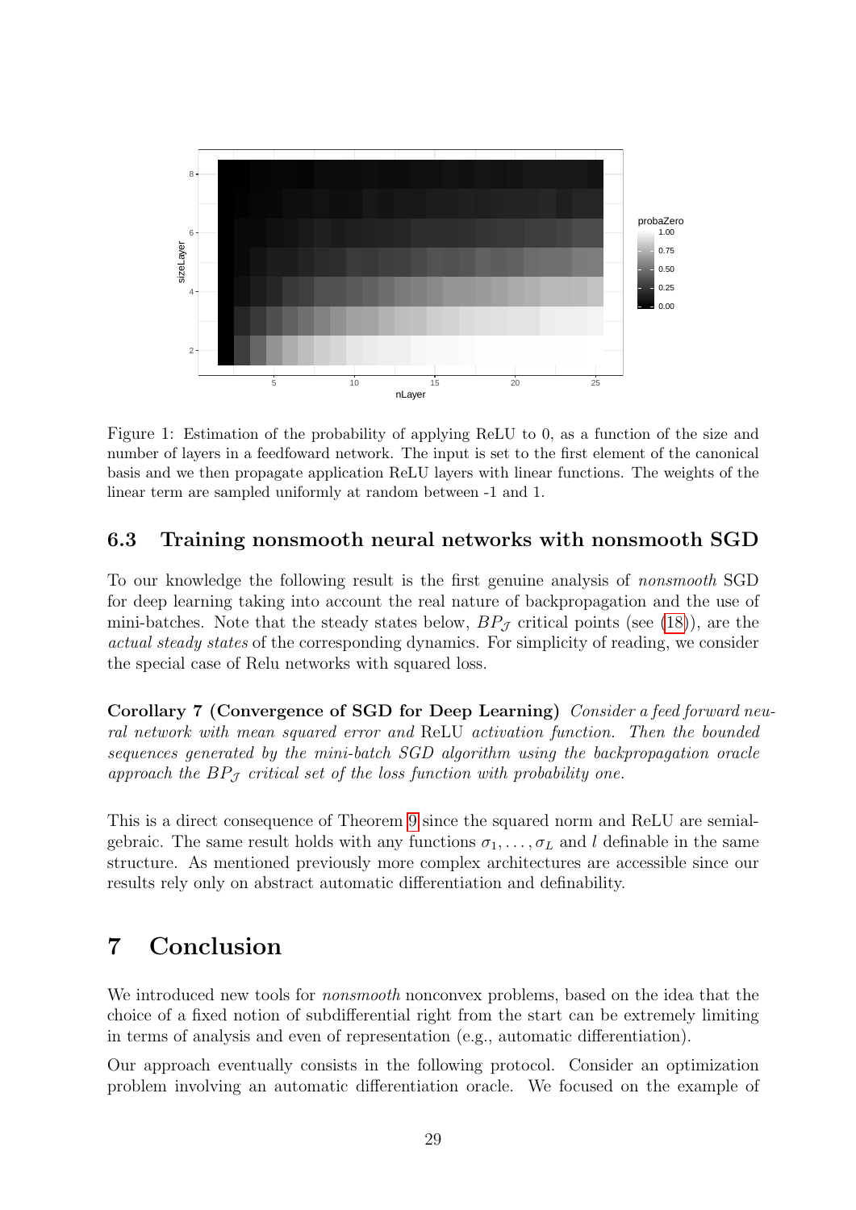Figure 1: Estimation of the probability of applying ReLU to 0, as a function of the size and number of layers in a feedfoward network. The input is set to the first element of the canonical basis and we then propagate application ReLU layers with linear functions. The weights of the linear term are sampled uniformly at random between -1 and 1.

### 6.3 Training nonsmooth neural networks with nonsmooth SGD

To our knowledge the following result is the first genuine analysis of *nonsmooth* SGD for deep learning taking into account the real nature of backpropagation and the use of mini-batches. Note that the steady states below, $BP_{\mathcal{J}}$ critical points (see (18)), are the *actual steady states* of the corresponding dynamics. For simplicity of reading, we consider the special case of Relu networks with squared loss.

**Corollary 7 (Convergence of SGD for Deep Learning)** *Consider a feed forward neural network with mean squared error and* ReLU *activation function. Then the bounded sequences generated by the mini-batch SGD algorithm using the backpropagation oracle approach the $BP_{\mathcal{J}}$ critical set of the loss function with probability one.*

This is a direct consequence of Theorem 9 since the squared norm and ReLU are semialgebraic. The same result holds with any functions $\sigma_1, \ldots, \sigma_L$ and $l$ definable in the same structure. As mentioned previously more complex architectures are accessible since our results rely only on abstract automatic differentiation and definability.

# 7 Conclusion

We introduced new tools for *nonsmooth* nonconvex problems, based on the idea that the choice of a fixed notion of subdifferential right from the start can be extremely limiting in terms of analysis and even of representation (e.g., automatic differentiation).

Our approach eventually consists in the following protocol. Consider an optimization problem involving an automatic differentiation oracle. We focused on the example of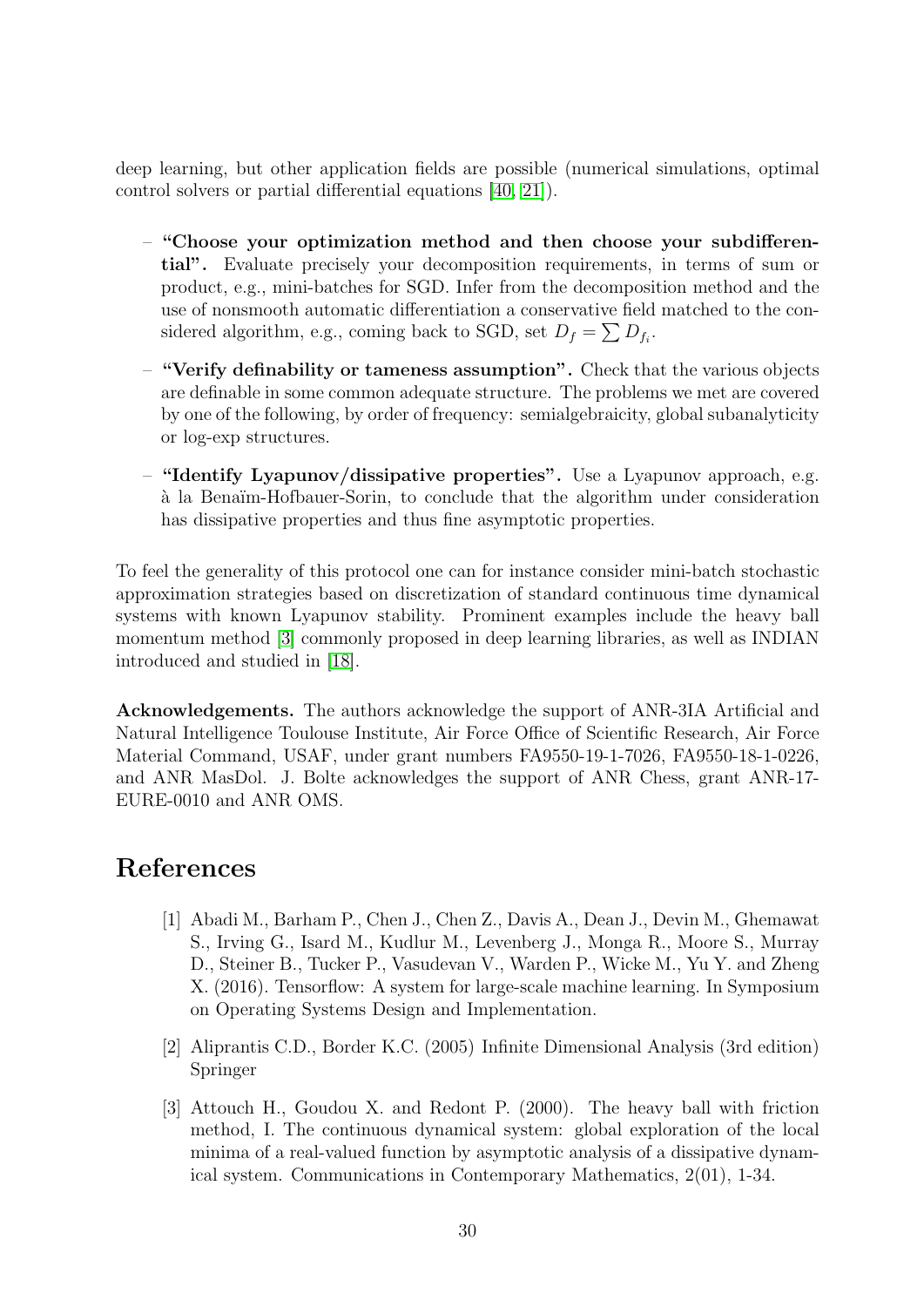deep learning, but other application fields are possible (numerical simulations, optimal control solvers or partial differential equations [40, 21]).

– **"Choose your optimization method and then choose your subdifferential".** Evaluate precisely your decomposition requirements, in terms of sum or product, e.g., mini-batches for SGD. Infer from the decomposition method and the use of nonsmooth automatic differentiation a conservative field matched to the considered algorithm, e.g., coming back to SGD, set $D_f = \sum D_{f_i}$.

– **"Verify definability or tameness assumption".** Check that the various objects are definable in some common adequate structure. The problems we met are covered by one of the following, by order of frequency: semialgebraicity, global subanalyticity or log-exp structures.

– **"Identify Lyapunov/dissipative properties".** Use a Lyapunov approach, e.g. à la Benaïm-Hofbauer-Sorin, to conclude that the algorithm under consideration has dissipative properties and thus fine asymptotic properties.

To feel the generality of this protocol one can for instance consider mini-batch stochastic approximation strategies based on discretization of standard continuous time dynamical systems with known Lyapunov stability. Prominent examples include the heavy ball momentum method [3] commonly proposed in deep learning libraries, as well as INDIAN introduced and studied in [18].

**Acknowledgements.** The authors acknowledge the support of ANR-3IA Artificial and Natural Intelligence Toulouse Institute, Air Force Office of Scientific Research, Air Force Material Command, USAF, under grant numbers FA9550-19-1-7026, FA9550-18-1-0226, and ANR MasDol. J. Bolte acknowledges the support of ANR Chess, grant ANR-17-EURE-0010 and ANR OMS.

# References

[1] Abadi M., Barham P., Chen J., Chen Z., Davis A., Dean J., Devin M., Ghemawat S., Irving G., Isard M., Kudlur M., Levenberg J., Monga R., Moore S., Murray D., Steiner B., Tucker P., Vasudevan V., Warden P., Wicke M., Yu Y. and Zheng X. (2016). Tensorflow: A system for large-scale machine learning. In Symposium on Operating Systems Design and Implementation.

[2] Aliprantis C.D., Border K.C. (2005) Infinite Dimensional Analysis (3rd edition) Springer

[3] Attouch H., Goudou X. and Redont P. (2000). The heavy ball with friction method, I. The continuous dynamical system: global exploration of the local minima of a real-valued function by asymptotic analysis of a dissipative dynamical system. Communications in Contemporary Mathematics, 2(01), 1-34.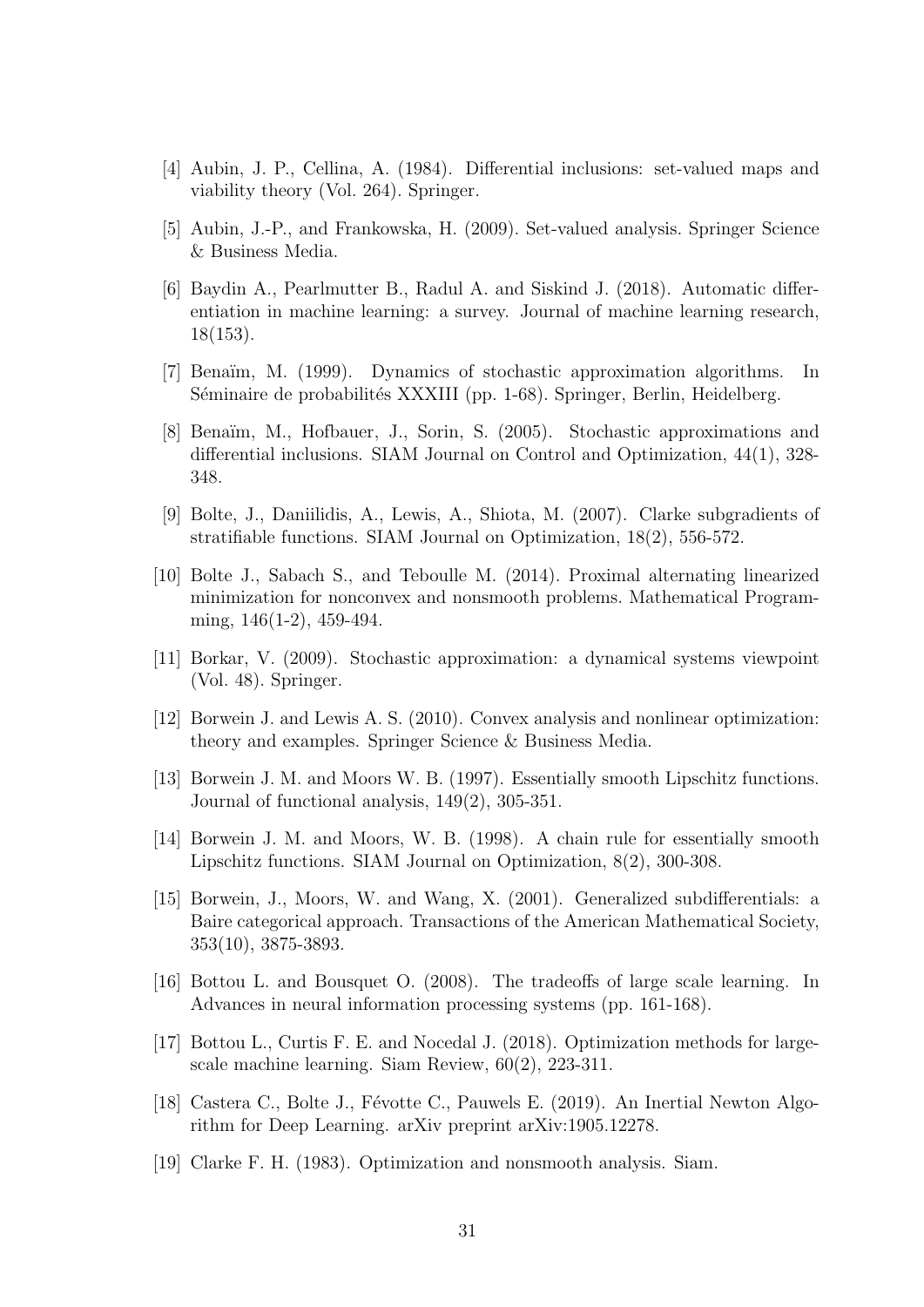[4] Aubin, J. P., Cellina, A. (1984). Differential inclusions: set-valued maps and viability theory (Vol. 264). Springer.

[5] Aubin, J.-P., and Frankowska, H. (2009). Set-valued analysis. Springer Science & Business Media.

[6] Baydin A., Pearlmutter B., Radul A. and Siskind J. (2018). Automatic differentiation in machine learning: a survey. Journal of machine learning research, 18(153).

[7] Benaïm, M. (1999). Dynamics of stochastic approximation algorithms. In Séminaire de probabilités XXXIII (pp. 1-68). Springer, Berlin, Heidelberg.

[8] Benaïm, M., Hofbauer, J., Sorin, S. (2005). Stochastic approximations and differential inclusions. SIAM Journal on Control and Optimization, 44(1), 328-348.

[9] Bolte, J., Daniilidis, A., Lewis, A., Shiota, M. (2007). Clarke subgradients of stratifiable functions. SIAM Journal on Optimization, 18(2), 556-572.

[10] Bolte J., Sabach S., and Teboulle M. (2014). Proximal alternating linearized minimization for nonconvex and nonsmooth problems. Mathematical Programming, 146(1-2), 459-494.

[11] Borkar, V. (2009). Stochastic approximation: a dynamical systems viewpoint (Vol. 48). Springer.

[12] Borwein J. and Lewis A. S. (2010). Convex analysis and nonlinear optimization: theory and examples. Springer Science & Business Media.

[13] Borwein J. M. and Moors W. B. (1997). Essentially smooth Lipschitz functions. Journal of functional analysis, 149(2), 305-351.

[14] Borwein J. M. and Moors, W. B. (1998). A chain rule for essentially smooth Lipschitz functions. SIAM Journal on Optimization, 8(2), 300-308.

[15] Borwein, J., Moors, W. and Wang, X. (2001). Generalized subdifferentials: a Baire categorical approach. Transactions of the American Mathematical Society, 353(10), 3875-3893.

[16] Bottou L. and Bousquet O. (2008). The tradeoffs of large scale learning. In Advances in neural information processing systems (pp. 161-168).

[17] Bottou L., Curtis F. E. and Nocedal J. (2018). Optimization methods for large-scale machine learning. Siam Review, 60(2), 223-311.

[18] Castera C., Bolte J., Févotte C., Pauwels E. (2019). An Inertial Newton Algorithm for Deep Learning. arXiv preprint arXiv:1905.12278.

[19] Clarke F. H. (1983). Optimization and nonsmooth analysis. Siam.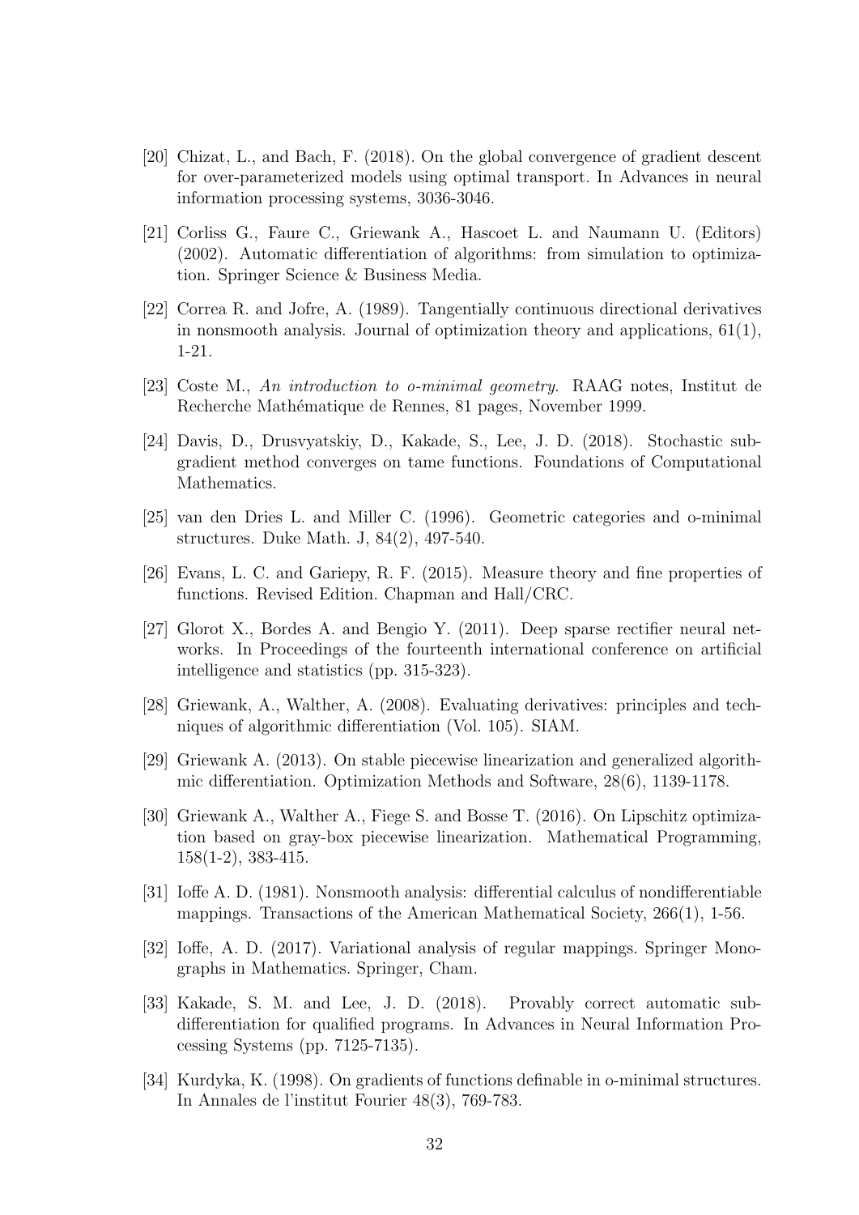[20] Chizat, L., and Bach, F. (2018). On the global convergence of gradient descent for over-parameterized models using optimal transport. In Advances in neural information processing systems, 3036-3046.

[21] Corliss G., Faure C., Griewank A., Hascoet L. and Naumann U. (Editors) (2002). Automatic differentiation of algorithms: from simulation to optimization. Springer Science & Business Media.

[22] Correa R. and Jofre, A. (1989). Tangentially continuous directional derivatives in nonsmooth analysis. Journal of optimization theory and applications, 61(1), 1-21.

[23] Coste M., *An introduction to o-minimal geometry*. RAAG notes, Institut de Recherche Mathématique de Rennes, 81 pages, November 1999.

[24] Davis, D., Drusvyatskiy, D., Kakade, S., Lee, J. D. (2018). Stochastic subgradient method converges on tame functions. Foundations of Computational Mathematics.

[25] van den Dries L. and Miller C. (1996). Geometric categories and o-minimal structures. Duke Math. J, 84(2), 497-540.

[26] Evans, L. C. and Gariepy, R. F. (2015). Measure theory and fine properties of functions. Revised Edition. Chapman and Hall/CRC.

[27] Glorot X., Bordes A. and Bengio Y. (2011). Deep sparse rectifier neural networks. In Proceedings of the fourteenth international conference on artificial intelligence and statistics (pp. 315-323).

[28] Griewank, A., Walther, A. (2008). Evaluating derivatives: principles and techniques of algorithmic differentiation (Vol. 105). SIAM.

[29] Griewank A. (2013). On stable piecewise linearization and generalized algorithmic differentiation. Optimization Methods and Software, 28(6), 1139-1178.

[30] Griewank A., Walther A., Fiege S. and Bosse T. (2016). On Lipschitz optimization based on gray-box piecewise linearization. Mathematical Programming, 158(1-2), 383-415.

[31] Ioffe A. D. (1981). Nonsmooth analysis: differential calculus of nondifferentiable mappings. Transactions of the American Mathematical Society, 266(1), 1-56.

[32] Ioffe, A. D. (2017). Variational analysis of regular mappings. Springer Monographs in Mathematics. Springer, Cham.

[33] Kakade, S. M. and Lee, J. D. (2018). Provably correct automatic subdifferentiation for qualified programs. In Advances in Neural Information Processing Systems (pp. 7125-7135).

[34] Kurdyka, K. (1998). On gradients of functions definable in o-minimal structures. In Annales de l'institut Fourier 48(3), 769-783.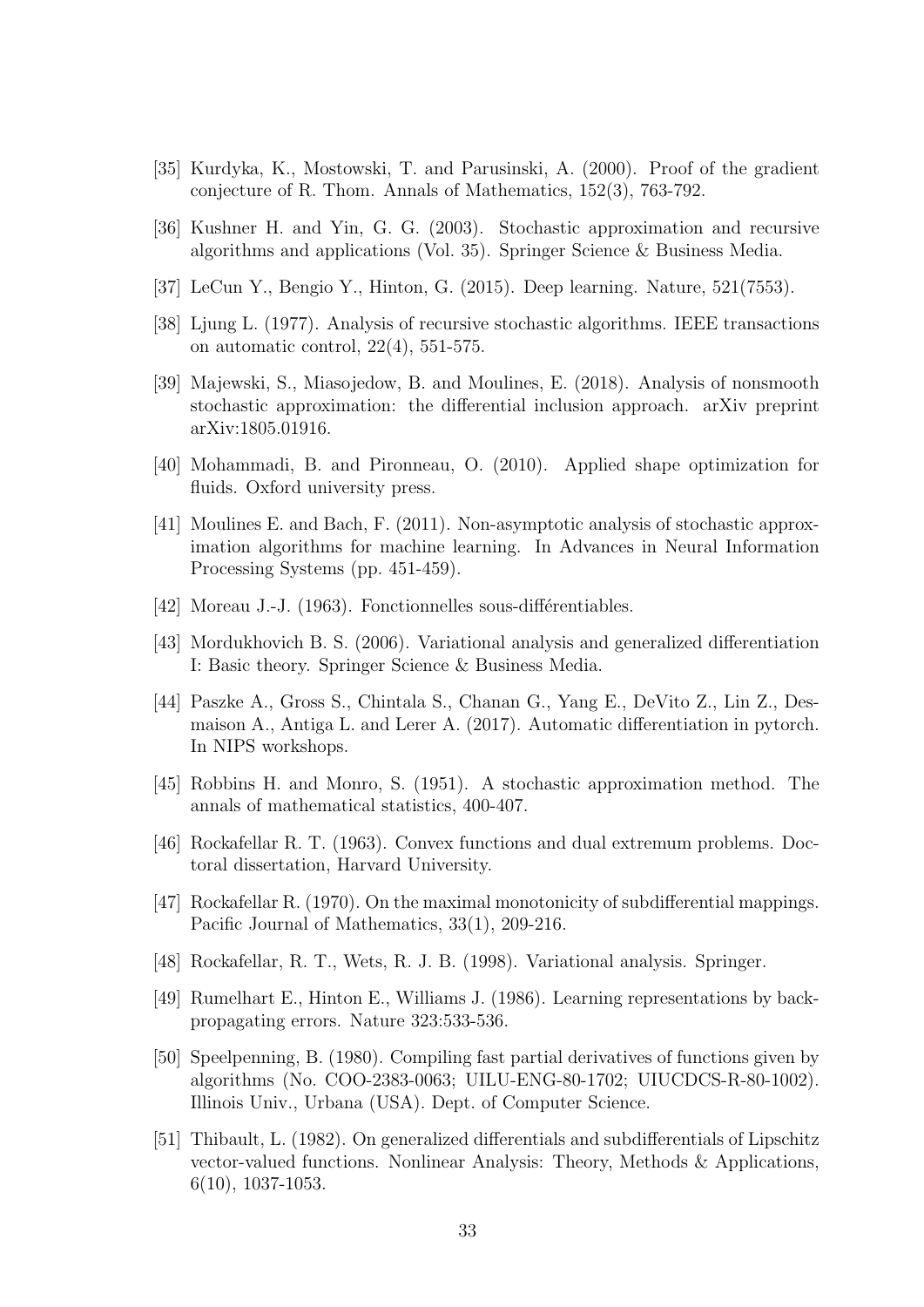[35] Kurdyka, K., Mostowski, T. and Parusinski, A. (2000). Proof of the gradient conjecture of R. Thom. Annals of Mathematics, 152(3), 763-792.

[36] Kushner H. and Yin, G. G. (2003). Stochastic approximation and recursive algorithms and applications (Vol. 35). Springer Science & Business Media.

[37] LeCun Y., Bengio Y., Hinton, G. (2015). Deep learning. Nature, 521(7553).

[38] Ljung L. (1977). Analysis of recursive stochastic algorithms. IEEE transactions on automatic control, 22(4), 551-575.

[39] Majewski, S., Miasojedow, B. and Moulines, E. (2018). Analysis of nonsmooth stochastic approximation: the differential inclusion approach. arXiv preprint arXiv:1805.01916.

[40] Mohammadi, B. and Pironneau, O. (2010). Applied shape optimization for fluids. Oxford university press.

[41] Moulines E. and Bach, F. (2011). Non-asymptotic analysis of stochastic approximation algorithms for machine learning. In Advances in Neural Information Processing Systems (pp. 451-459).

[42] Moreau J.-J. (1963). Fonctionnelles sous-différentiables.

[43] Mordukhovich B. S. (2006). Variational analysis and generalized differentiation I: Basic theory. Springer Science & Business Media.

[44] Paszke A., Gross S., Chintala S., Chanan G., Yang E., DeVito Z., Lin Z., Desmaison A., Antiga L. and Lerer A. (2017). Automatic differentiation in pytorch. In NIPS workshops.

[45] Robbins H. and Monro, S. (1951). A stochastic approximation method. The annals of mathematical statistics, 400-407.

[46] Rockafellar R. T. (1963). Convex functions and dual extremum problems. Doctoral dissertation, Harvard University.

[47] Rockafellar R. (1970). On the maximal monotonicity of subdifferential mappings. Pacific Journal of Mathematics, 33(1), 209-216.

[48] Rockafellar, R. T., Wets, R. J. B. (1998). Variational analysis. Springer.

[49] Rumelhart E., Hinton E., Williams J. (1986). Learning representations by back-propagating errors. Nature 323:533-536.

[50] Speelpenning, B. (1980). Compiling fast partial derivatives of functions given by algorithms (No. COO-2383-0063; UILU-ENG-80-1702; UIUCDCS-R-80-1002). Illinois Univ., Urbana (USA). Dept. of Computer Science.

[51] Thibault, L. (1982). On generalized differentials and subdifferentials of Lipschitz vector-valued functions. Nonlinear Analysis: Theory, Methods & Applications, 6(10), 1037-1053.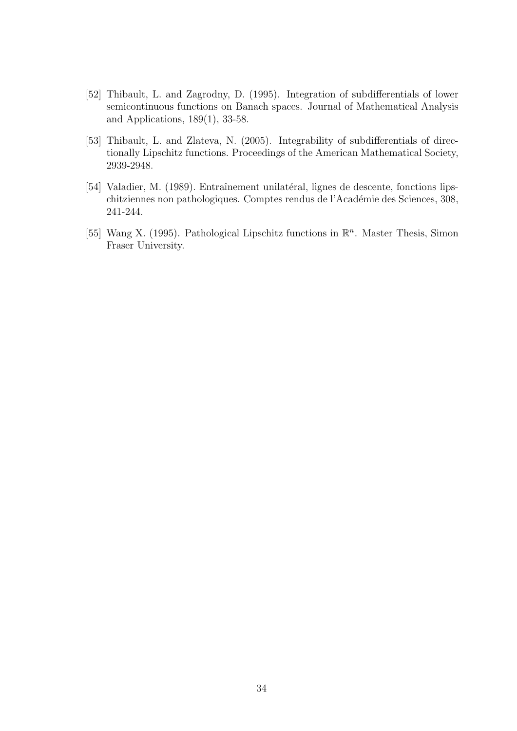[52] Thibault, L. and Zagrodny, D. (1995). Integration of subdifferentials of lower semicontinuous functions on Banach spaces. Journal of Mathematical Analysis and Applications, 189(1), 33-58.

[53] Thibault, L. and Zlateva, N. (2005). Integrability of subdifferentials of directionally Lipschitz functions. Proceedings of the American Mathematical Society, 2939-2948.

[54] Valadier, M. (1989). Entraînement unilatéral, lignes de descente, fonctions lipschitziennes non pathologiques. Comptes rendus de l'Académie des Sciences, 308, 241-244.

[55] Wang X. (1995). Pathological Lipschitz functions in $\mathbb{R}^n$. Master Thesis, Simon Fraser University.